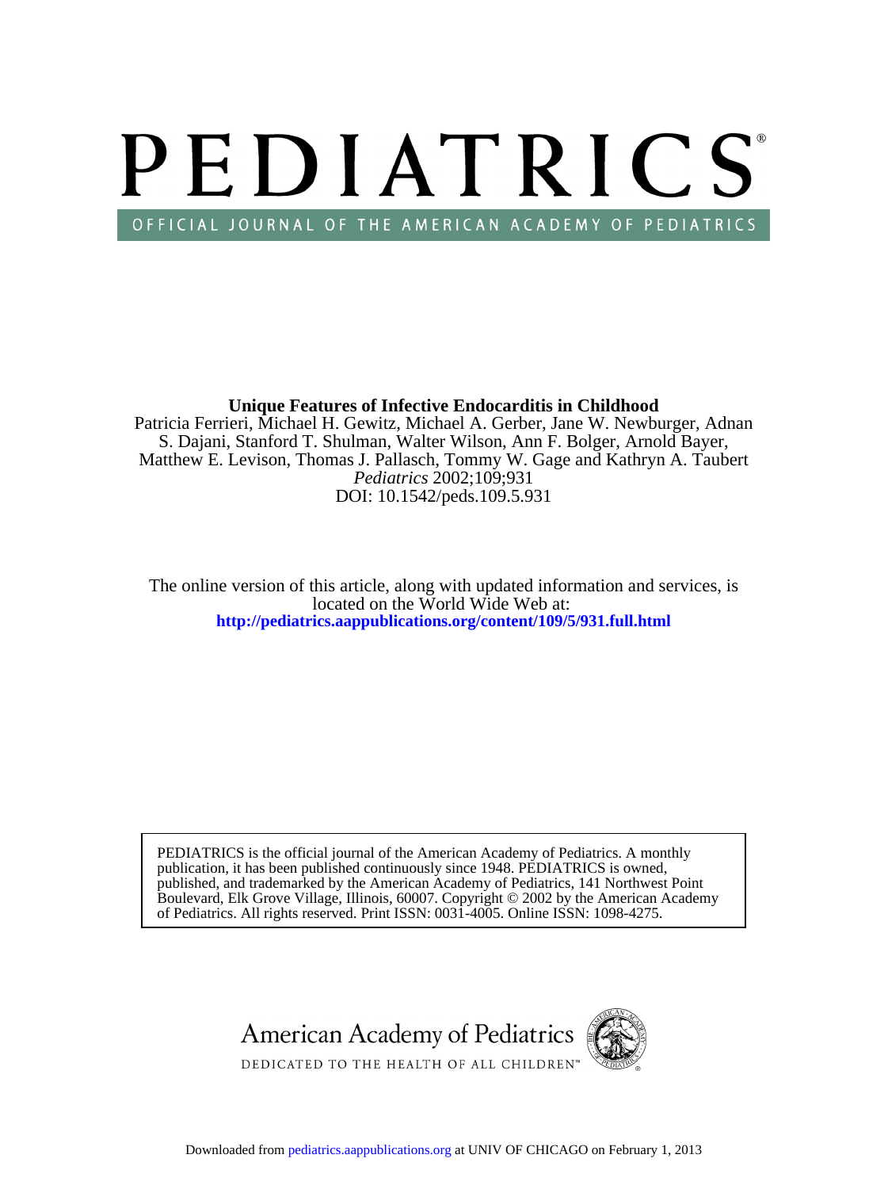# PEDIATRICS®

OFFICIAL JOURNAL OF THE AMERICAN ACADEMY OF PEDIATRICS

**Unique Features of Infective Endocarditis in Childhood**

Patricia Ferrieri, Michael H. Gewitz, Michael A. Gerber, Jane W. Newburger, Adnan S. Dajani, Stanford T. Shulman, Walter Wilson, Ann F. Bolger, Arnold Bayer, Matthew E. Levison, Thomas J. Pallasch, Tommy W. Gage and Kathryn A. Taubert

*Pediatrics* 2002;109;931

DOI: 10.1542/peds.109.5.931

The online version of this article, along with updated information and services, is located on the World Wide Web at:

**http://pediatrics.aappublications.org/content/109/5/931.full.html**

PEDIATRICS is the official journal of the American Academy of Pediatrics. A monthly publication, it has been published continuously since 1948. PEDIATRICS is owned, published, and trademarked by the American Academy of Pediatrics, 141 Northwest Point Boulevard, Elk Grove Village, Illinois, 60007. Copyright © 2002 by the American Academy of Pediatrics. All rights reserved. Print ISSN: 0031-4005. Online ISSN: 1098-4275.

American Academy of Pediatrics

DEDICATED TO THE HEALTH OF ALL CHILDREN™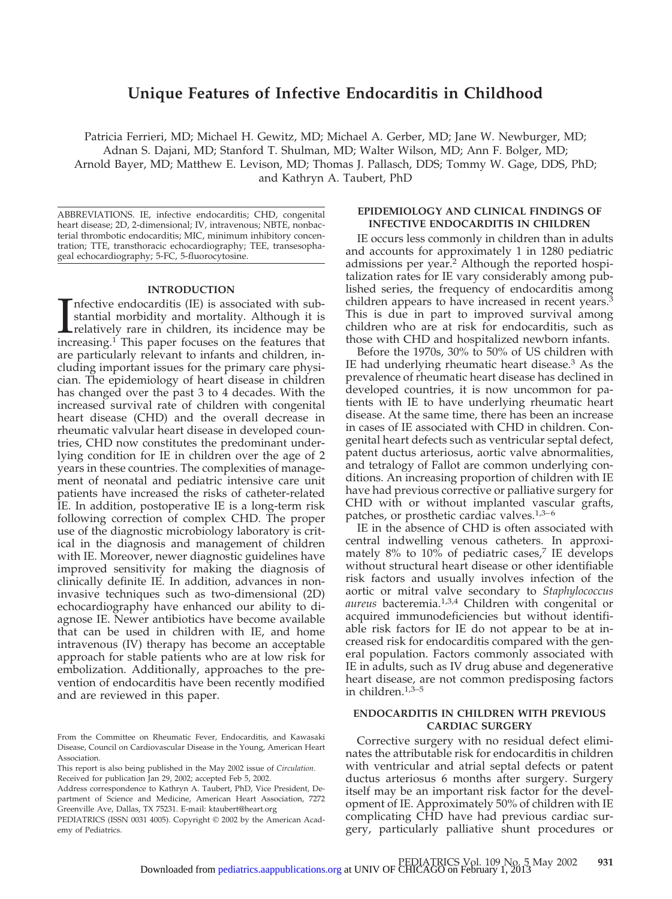# Unique Features of Infective Endocarditis in Childhood

Patricia Ferrieri, MD; Michael H. Gewitz, MD; Michael A. Gerber, MD; Jane W. Newburger, MD; Adnan S. Dajani, MD; Stanford T. Shulman, MD; Walter Wilson, MD; Ann F. Bolger, MD; Arnold Bayer, MD; Matthew E. Levison, MD; Thomas J. Pallasch, DDS; Tommy W. Gage, DDS, PhD; and Kathryn A. Taubert, PhD

ABBREVIATIONS. IE, infective endocarditis; CHD, congenital heart disease; 2D, 2-dimensional; IV, intravenous; NBTE, nonbacterial thrombotic endocarditis; MIC, minimum inhibitory concentration; TTE, transthoracic echocardiography; TEE, transesophageal echocardiography; 5-FC, 5-fluorocytosine.

## INTRODUCTION

Infective endocarditis (IE) is associated with substantial morbidity and mortality. Although it is relatively rare in children, its incidence may be increasing.[1] This paper focuses on the features that are particularly relevant to infants and children, including important issues for the primary care physician. The epidemiology of heart disease in children has changed over the past 3 to 4 decades. With the increased survival rate of children with congenital heart disease (CHD) and the overall decrease in rheumatic valvular heart disease in developed countries, CHD now constitutes the predominant underlying condition for IE in children over the age of 2 years in these countries. The complexities of management of neonatal and pediatric intensive care unit patients have increased the risks of catheter-related IE. In addition, postoperative IE is a long-term risk following correction of complex CHD. The proper use of the diagnostic microbiology laboratory is critical in the diagnosis and management of children with IE. Moreover, newer diagnostic guidelines have improved sensitivity for making the diagnosis of clinically definite IE. In addition, advances in noninvasive techniques such as two-dimensional (2D) echocardiography have enhanced our ability to diagnose IE. Newer antibiotics have become available that can be used in children with IE, and home intravenous (IV) therapy has become an acceptable approach for stable patients who are at low risk for embolization. Additionally, approaches to the prevention of endocarditis have been recently modified and are reviewed in this paper.

From the Committee on Rheumatic Fever, Endocarditis, and Kawasaki Disease, Council on Cardiovascular Disease in the Young, American Heart Association.

This report is also being published in the May 2002 issue of *Circulation*.

Received for publication Jan 29, 2002; accepted Feb 5, 2002.

Address correspondence to Kathryn A. Taubert, PhD, Vice President, Department of Science and Medicine, American Heart Association, 7272 Greenville Ave, Dallas, TX 75231. E-mail: ktaubert@heart.org

PEDIATRICS (ISSN 0031 4005). Copyright © 2002 by the American Academy of Pediatrics.

## EPIDEMIOLOGY AND CLINICAL FINDINGS OF INFECTIVE ENDOCARDITIS IN CHILDREN

IE occurs less commonly in children than in adults and accounts for approximately 1 in 1280 pediatric admissions per year.[2] Although the reported hospitalization rates for IE vary considerably among published series, the frequency of endocarditis among children appears to have increased in recent years.[3] This is due in part to improved survival among children who are at risk for endocarditis, such as those with CHD and hospitalized newborn infants.

Before the 1970s, 30% to 50% of US children with IE had underlying rheumatic heart disease.[3] As the prevalence of rheumatic heart disease has declined in developed countries, it is now uncommon for patients with IE to have underlying rheumatic heart disease. At the same time, there has been an increase in cases of IE associated with CHD in children. Congenital heart defects such as ventricular septal defect, patent ductus arteriosus, aortic valve abnormalities, and tetralogy of Fallot are common underlying conditions. An increasing proportion of children with IE have had previous corrective or palliative surgery for CHD with or without implanted vascular grafts, patches, or prosthetic cardiac valves.[1,3–6]

IE in the absence of CHD is often associated with central indwelling venous catheters. In approximately 8% to 10% of pediatric cases,[7] IE develops without structural heart disease or other identifiable risk factors and usually involves infection of the aortic or mitral valve secondary to *Staphylococcus aureus* bacteremia.[1,3,4] Children with congenital or acquired immunodeficiencies but without identifiable risk factors for IE do not appear to be at increased risk for endocarditis compared with the general population. Factors commonly associated with IE in adults, such as IV drug abuse and degenerative heart disease, are not common predisposing factors in children.[1,3–5]

## ENDOCARDITIS IN CHILDREN WITH PREVIOUS CARDIAC SURGERY

Corrective surgery with no residual defect eliminates the attributable risk for endocarditis in children with ventricular and atrial septal defects or patent ductus arteriosus 6 months after surgery. Surgery itself may be an important risk factor for the development of IE. Approximately 50% of children with IE complicating CHD have had previous cardiac surgery, particularly palliative shunt procedures or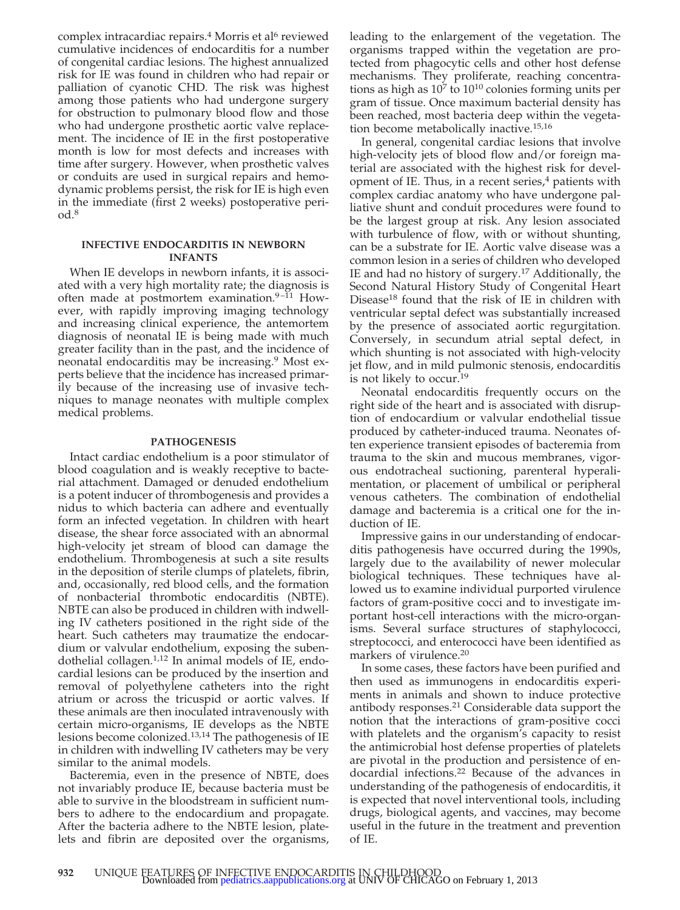complex intracardiac repairs.[4] Morris et al[6] reviewed cumulative incidences of endocarditis for a number of congenital cardiac lesions. The highest annualized risk for IE was found in children who had repair or palliation of cyanotic CHD. The risk was highest among those patients who had undergone surgery for obstruction to pulmonary blood flow and those who had undergone prosthetic aortic valve replacement. The incidence of IE in the first postoperative month is low for most defects and increases with time after surgery. However, when prosthetic valves or conduits are used in surgical repairs and hemodynamic problems persist, the risk for IE is high even in the immediate (first 2 weeks) postoperative period.[8]

## INFECTIVE ENDOCARDITIS IN NEWBORN INFANTS

When IE develops in newborn infants, it is associated with a very high mortality rate; the diagnosis is often made at postmortem examination.[9–11] However, with rapidly improving imaging technology and increasing clinical experience, the antemortem diagnosis of neonatal IE is being made with much greater facility than in the past, and the incidence of neonatal endocarditis may be increasing.[9] Most experts believe that the incidence has increased primarily because of the increasing use of invasive techniques to manage neonates with multiple complex medical problems.

## PATHOGENESIS

Intact cardiac endothelium is a poor stimulator of blood coagulation and is weakly receptive to bacterial attachment. Damaged or denuded endothelium is a potent inducer of thrombogenesis and provides a nidus to which bacteria can adhere and eventually form an infected vegetation. In children with heart disease, the shear force associated with an abnormal high-velocity jet stream of blood can damage the endothelium. Thrombogenesis at such a site results in the deposition of sterile clumps of platelets, fibrin, and, occasionally, red blood cells, and the formation of nonbacterial thrombotic endocarditis (NBTE). NBTE can also be produced in children with indwelling IV catheters positioned in the right side of the heart. Such catheters may traumatize the endocardium or valvular endothelium, exposing the subendothelial collagen.[1,12] In animal models of IE, endocardial lesions can be produced by the insertion and removal of polyethylene catheters into the right atrium or across the tricuspid or aortic valves. If these animals are then inoculated intravenously with certain micro-organisms, IE develops as the NBTE lesions become colonized.[13,14] The pathogenesis of IE in children with indwelling IV catheters may be very similar to the animal models.

Bacteremia, even in the presence of NBTE, does not invariably produce IE, because bacteria must be able to survive in the bloodstream in sufficient numbers to adhere to the endocardium and propagate. After the bacteria adhere to the NBTE lesion, platelets and fibrin are deposited over the organisms, leading to the enlargement of the vegetation. The organisms trapped within the vegetation are protected from phagocytic cells and other host defense mechanisms. They proliferate, reaching concentrations as high as $10^7$ to $10^{10}$ colonies forming units per gram of tissue. Once maximum bacterial density has been reached, most bacteria deep within the vegetation become metabolically inactive.[15,16]

In general, congenital cardiac lesions that involve high-velocity jets of blood flow and/or foreign material are associated with the highest risk for development of IE. Thus, in a recent series,[4] patients with complex cardiac anatomy who have undergone palliative shunt and conduit procedures were found to be the largest group at risk. Any lesion associated with turbulence of flow, with or without shunting, can be a substrate for IE. Aortic valve disease was a common lesion in a series of children who developed IE and had no history of surgery.[17] Additionally, the Second Natural History Study of Congenital Heart Disease[18] found that the risk of IE in children with ventricular septal defect was substantially increased by the presence of associated aortic regurgitation. Conversely, in secundum atrial septal defect, in which shunting is not associated with high-velocity jet flow, and in mild pulmonic stenosis, endocarditis is not likely to occur.[19]

Neonatal endocarditis frequently occurs on the right side of the heart and is associated with disruption of endocardium or valvular endothelial tissue produced by catheter-induced trauma. Neonates often experience transient episodes of bacteremia from trauma to the skin and mucous membranes, vigorous endotracheal suctioning, parenteral hyperalimentation, or placement of umbilical or peripheral venous catheters. The combination of endothelial damage and bacteremia is a critical one for the induction of IE.

Impressive gains in our understanding of endocarditis pathogenesis have occurred during the 1990s, largely due to the availability of newer molecular biological techniques. These techniques have allowed us to examine individual purported virulence factors of gram-positive cocci and to investigate important host-cell interactions with the micro-organisms. Several surface structures of staphylococci, streptococci, and enterococci have been identified as markers of virulence.[20]

In some cases, these factors have been purified and then used as immunogens in endocarditis experiments in animals and shown to induce protective antibody responses.[21] Considerable data support the notion that the interactions of gram-positive cocci with platelets and the organism's capacity to resist the antimicrobial host defense properties of platelets are pivotal in the production and persistence of endocardial infections.[22] Because of the advances in understanding of the pathogenesis of endocarditis, it is expected that novel interventional tools, including drugs, biological agents, and vaccines, may become useful in the future in the treatment and prevention of IE.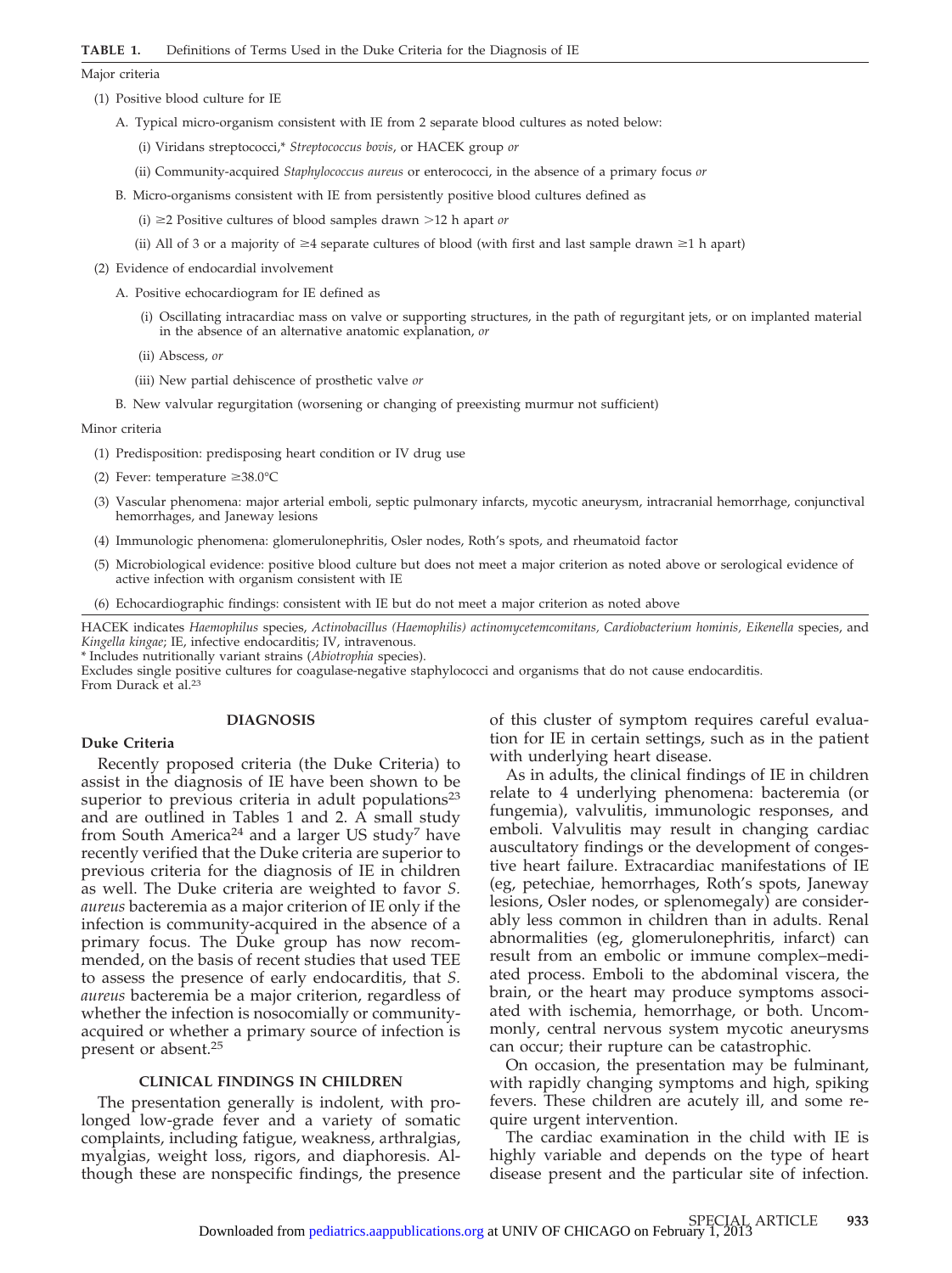**TABLE 1.** Definitions of Terms Used in the Duke Criteria for the Diagnosis of IE

Major criteria

(1) Positive blood culture for IE

A. Typical micro-organism consistent with IE from 2 separate blood cultures as noted below:

(i) Viridans streptococci,* *Streptococcus bovis*, or HACEK group *or*

(ii) Community-acquired *Staphylococcus aureus* or enterococci, in the absence of a primary focus *or*

B. Micro-organisms consistent with IE from persistently positive blood cultures defined as

(i) ≥2 Positive cultures of blood samples drawn >12 h apart *or*

(ii) All of 3 or a majority of ≥4 separate cultures of blood (with first and last sample drawn ≥1 h apart)

(2) Evidence of endocardial involvement

A. Positive echocardiogram for IE defined as

(i) Oscillating intracardiac mass on valve or supporting structures, in the path of regurgitant jets, or on implanted material in the absence of an alternative anatomic explanation, *or*

(ii) Abscess, *or*

(iii) New partial dehiscence of prosthetic valve *or*

B. New valvular regurgitation (worsening or changing of preexisting murmur not sufficient)

Minor criteria

(1) Predisposition: predisposing heart condition or IV drug use

(2) Fever: temperature ≥38.0°C

(3) Vascular phenomena: major arterial emboli, septic pulmonary infarcts, mycotic aneurysm, intracranial hemorrhage, conjunctival hemorrhages, and Janeway lesions

(4) Immunologic phenomena: glomerulonephritis, Osler nodes, Roth's spots, and rheumatoid factor

(5) Microbiological evidence: positive blood culture but does not meet a major criterion as noted above or serological evidence of active infection with organism consistent with IE

(6) Echocardiographic findings: consistent with IE but do not meet a major criterion as noted above

HACEK indicates *Haemophilus* species, *Actinobacillus (Haemophilis) actinomycetemcomitans, Cardiobacterium hominis, Eikenella* species, and *Kingella kingae*; IE, infective endocarditis; IV, intravenous.
\* Includes nutritionally variant strains (*Abiotrophia* species).
Excludes single positive cultures for coagulase-negative staphylococci and organisms that do not cause endocarditis.
From Durack et al.[23]

## DIAGNOSIS

### Duke Criteria

Recently proposed criteria (the Duke Criteria) to assist in the diagnosis of IE have been shown to be superior to previous criteria in adult populations[23] and are outlined in Tables 1 and 2. A small study from South America[24] and a larger US study[7] have recently verified that the Duke criteria are superior to previous criteria for the diagnosis of IE in children as well. The Duke criteria are weighted to favor *S. aureus* bacteremia as a major criterion of IE only if the infection is community-acquired in the absence of a primary focus. The Duke group has now recommended, on the basis of recent studies that used TEE to assess the presence of early endocarditis, that *S. aureus* bacteremia be a major criterion, regardless of whether the infection is nosocomially or community-acquired or whether a primary source of infection is present or absent.[25]

## CLINICAL FINDINGS IN CHILDREN

The presentation generally is indolent, with prolonged low-grade fever and a variety of somatic complaints, including fatigue, weakness, arthralgias, myalgias, weight loss, rigors, and diaphoresis. Although these are nonspecific findings, the presence of this cluster of symptom requires careful evaluation for IE in certain settings, such as in the patient with underlying heart disease.

As in adults, the clinical findings of IE in children relate to 4 underlying phenomena: bacteremia (or fungemia), valvulitis, immunologic responses, and emboli. Valvulitis may result in changing cardiac auscultatory findings or the development of congestive heart failure. Extracardiac manifestations of IE (eg, petechiae, hemorrhages, Roth's spots, Janeway lesions, Osler nodes, or splenomegaly) are considerably less common in children than in adults. Renal abnormalities (eg, glomerulonephritis, infarct) can result from an embolic or immune complex–mediated process. Emboli to the abdominal viscera, the brain, or the heart may produce symptoms associated with ischemia, hemorrhage, or both. Uncommonly, central nervous system mycotic aneurysms can occur; their rupture can be catastrophic.

On occasion, the presentation may be fulminant, with rapidly changing symptoms and high, spiking fevers. These children are acutely ill, and some require urgent intervention.

The cardiac examination in the child with IE is highly variable and depends on the type of heart disease present and the particular site of infection.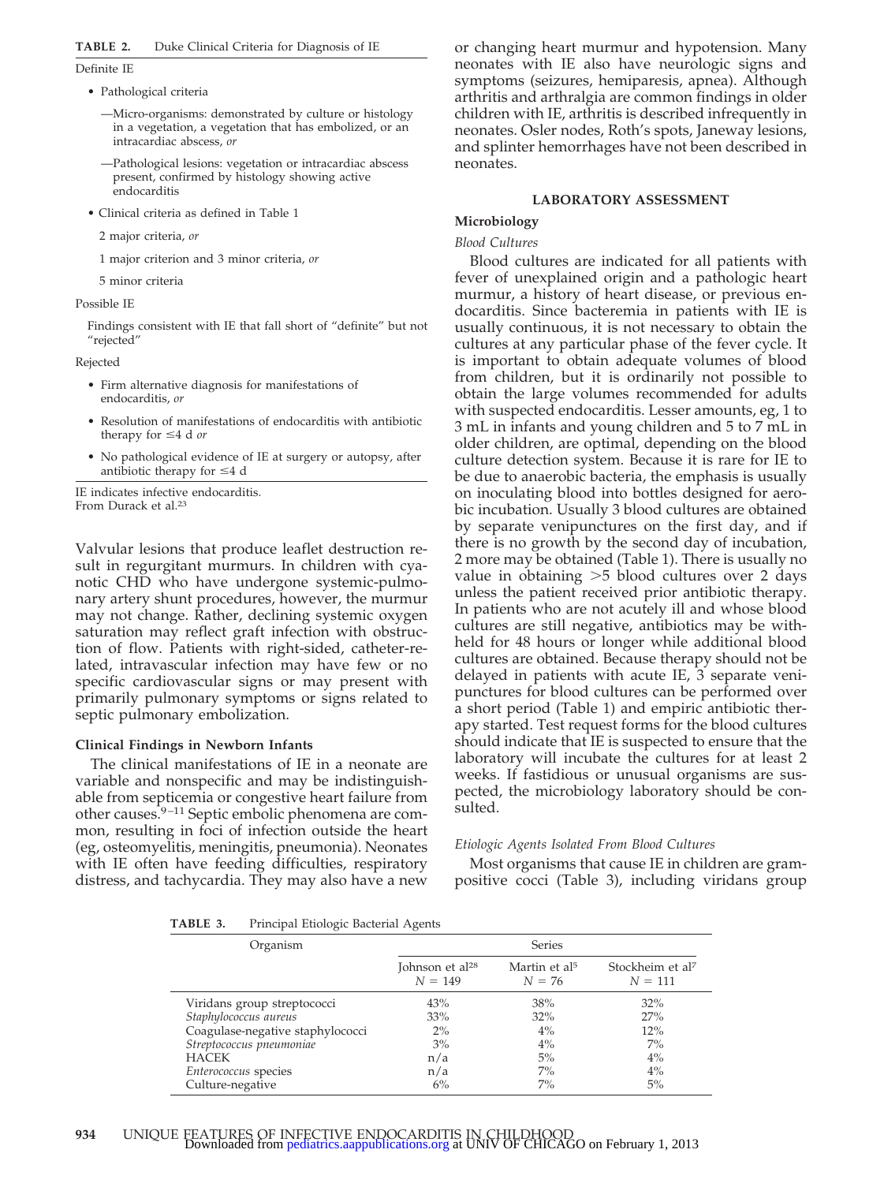**TABLE 2.** Duke Clinical Criteria for Diagnosis of IE

Definite IE

- Pathological criteria
  - —Micro-organisms: demonstrated by culture or histology in a vegetation, a vegetation that has embolized, or an intracardiac abscess, *or*
  - —Pathological lesions: vegetation or intracardiac abscess present, confirmed by histology showing active endocarditis
- Clinical criteria as defined in Table 1

  2 major criteria, *or*

  1 major criterion and 3 minor criteria, *or*

  5 minor criteria

Possible IE

Findings consistent with IE that fall short of "definite" but not "rejected"

Rejected

- Firm alternative diagnosis for manifestations of endocarditis, *or*
- Resolution of manifestations of endocarditis with antibiotic therapy for ≤4 d *or*
- No pathological evidence of IE at surgery or autopsy, after antibiotic therapy for ≤4 d

IE indicates infective endocarditis.
From Durack et al.[23]

Valvular lesions that produce leaflet destruction result in regurgitant murmurs. In children with cyanotic CHD who have undergone systemic-pulmonary artery shunt procedures, however, the murmur may not change. Rather, declining systemic oxygen saturation may reflect graft infection with obstruction of flow. Patients with right-sided, catheter-related, intravascular infection may have few or no specific cardiovascular signs or may present with primarily pulmonary symptoms or signs related to septic pulmonary embolization.

### Clinical Findings in Newborn Infants

The clinical manifestations of IE in a neonate are variable and nonspecific and may be indistinguishable from septicemia or congestive heart failure from other causes.[9–11] Septic embolic phenomena are common, resulting in foci of infection outside the heart (eg, osteomyelitis, meningitis, pneumonia). Neonates with IE often have feeding difficulties, respiratory distress, and tachycardia. They may also have a new or changing heart murmur and hypotension. Many neonates with IE also have neurologic signs and symptoms (seizures, hemiparesis, apnea). Although arthritis and arthralgia are common findings in older children with IE, arthritis is described infrequently in neonates. Osler nodes, Roth's spots, Janeway lesions, and splinter hemorrhages have not been described in neonates.

## LABORATORY ASSESSMENT

### Microbiology

*Blood Cultures*

Blood cultures are indicated for all patients with fever of unexplained origin and a pathologic heart murmur, a history of heart disease, or previous endocarditis. Since bacteremia in patients with IE is usually continuous, it is not necessary to obtain the cultures at any particular phase of the fever cycle. It is important to obtain adequate volumes of blood from children, but it is ordinarily not possible to obtain the large volumes recommended for adults with suspected endocarditis. Lesser amounts, eg, 1 to 3 mL in infants and young children and 5 to 7 mL in older children, are optimal, depending on the blood culture detection system. Because it is rare for IE to be due to anaerobic bacteria, the emphasis is usually on inoculating blood into bottles designed for aerobic incubation. Usually 3 blood cultures are obtained by separate venipunctures on the first day, and if there is no growth by the second day of incubation, 2 more may be obtained (Table 1). There is usually no value in obtaining >5 blood cultures over 2 days unless the patient received prior antibiotic therapy. In patients who are not acutely ill and whose blood cultures are still negative, antibiotics may be withheld for 48 hours or longer while additional blood cultures are obtained. Because therapy should not be delayed in patients with acute IE, 3 separate venipunctures for blood cultures can be performed over a short period (Table 1) and empiric antibiotic therapy started. Test request forms for the blood cultures should indicate that IE is suspected to ensure that the laboratory will incubate the cultures for at least 2 weeks. If fastidious or unusual organisms are suspected, the microbiology laboratory should be consulted.

*Etiologic Agents Isolated From Blood Cultures*

Most organisms that cause IE in children are gram-positive cocci (Table 3), including viridans group

**TABLE 3.** Principal Etiologic Bacterial Agents

| Organism | Series | | |
|---|---|---|---|
| | Johnson et al[28] $N = 149$ | Martin et al[5] $N = 76$ | Stockheim et al[7] $N = 111$ |
| Viridans group streptococci | 43% | 38% | 32% |
| *Staphylococcus aureus* | 33% | 32% | 27% |
| Coagulase-negative staphylococci | 2% | 4% | 12% |
| *Streptococcus pneumoniae* | 3% | 4% | 7% |
| HACEK | n/a | 5% | 4% |
| *Enterococcus* species | n/a | 7% | 4% |
| Culture-negative | 6% | 7% | 5% |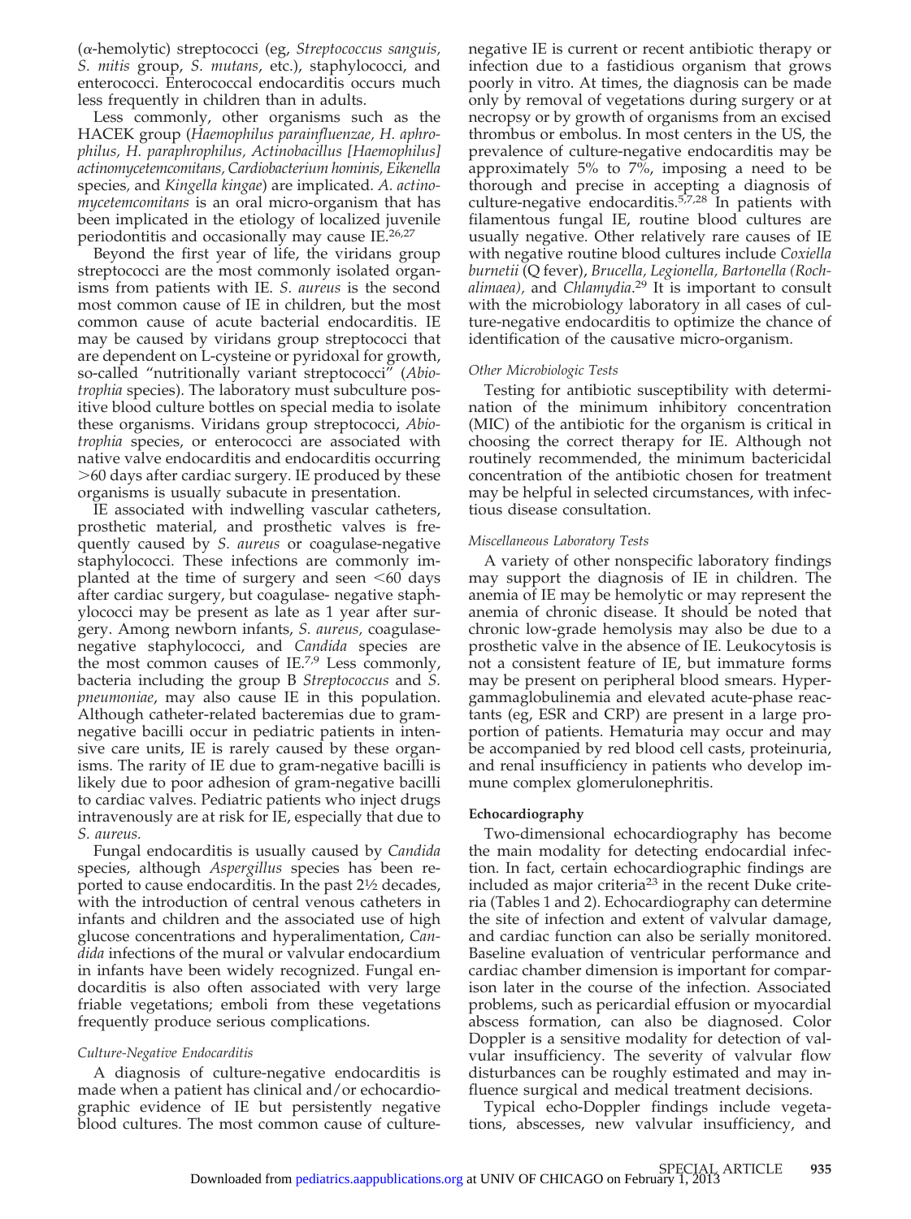(α-hemolytic) streptococci (eg, *Streptococcus sanguis, S. mitis* group, *S. mutans*, etc.), staphylococci, and enterococci. Enterococcal endocarditis occurs much less frequently in children than in adults.

Less commonly, other organisms such as the HACEK group (*Haemophilus parainfluenzae, H. aphrophilus, H. paraphrophilus, Actinobacillus [Haemophilus] actinomycetemcomitans, Cardiobacterium hominis, Eikenella* species, and *Kingella kingae*) are implicated. *A. actinomycetemcomitans* is an oral micro-organism that has been implicated in the etiology of localized juvenile periodontitis and occasionally may cause IE.[26,27]

Beyond the first year of life, the viridans group streptococci are the most commonly isolated organisms from patients with IE. *S. aureus* is the second most common cause of IE in children, but the most common cause of acute bacterial endocarditis. IE may be caused by viridans group streptococci that are dependent on L-cysteine or pyridoxal for growth, so-called "nutritionally variant streptococci" (*Abiotrophia* species). The laboratory must subculture positive blood culture bottles on special media to isolate these organisms. Viridans group streptococci, *Abiotrophia* species, or enterococci are associated with native valve endocarditis and endocarditis occurring >60 days after cardiac surgery. IE produced by these organisms is usually subacute in presentation.

IE associated with indwelling vascular catheters, prosthetic material, and prosthetic valves is frequently caused by *S. aureus* or coagulase-negative staphylococci. These infections are commonly implanted at the time of surgery and seen <60 days after cardiac surgery, but coagulase- negative staphylococci may be present as late as 1 year after surgery. Among newborn infants, *S. aureus*, coagulase-negative staphylococci, and *Candida* species are the most common causes of IE.[7,9] Less commonly, bacteria including the group B *Streptococcus* and *S. pneumoniae*, may also cause IE in this population. Although catheter-related bacteremias due to gram-negative bacilli occur in pediatric patients in intensive care units, IE is rarely caused by these organisms. The rarity of IE due to gram-negative bacilli is likely due to poor adhesion of gram-negative bacilli to cardiac valves. Pediatric patients who inject drugs intravenously are at risk for IE, especially that due to *S. aureus*.

Fungal endocarditis is usually caused by *Candida* species, although *Aspergillus* species has been reported to cause endocarditis. In the past 2½ decades, with the introduction of central venous catheters in infants and children and the associated use of high glucose concentrations and hyperalimentation, *Candida* infections of the mural or valvular endocardium in infants have been widely recognized. Fungal endocarditis is also often associated with very large friable vegetations; emboli from these vegetations frequently produce serious complications.

#### *Culture-Negative Endocarditis*

A diagnosis of culture-negative endocarditis is made when a patient has clinical and/or echocardiographic evidence of IE but persistently negative blood cultures. The most common cause of culture-negative IE is current or recent antibiotic therapy or infection due to a fastidious organism that grows poorly in vitro. At times, the diagnosis can be made only by removal of vegetations during surgery or at necropsy or by growth of organisms from an excised thrombus or embolus. In most centers in the US, the prevalence of culture-negative endocarditis may be approximately 5% to 7%, imposing a need to be thorough and precise in accepting a diagnosis of culture-negative endocarditis.[5,7,28] In patients with filamentous fungal IE, routine blood cultures are usually negative. Other relatively rare causes of IE with negative routine blood cultures include *Coxiella burnetii* (Q fever), *Brucella, Legionella, Bartonella (Rochalimaea),* and *Chlamydia*.[29] It is important to consult with the microbiology laboratory in all cases of culture-negative endocarditis to optimize the chance of identification of the causative micro-organism.

#### *Other Microbiologic Tests*

Testing for antibiotic susceptibility with determination of the minimum inhibitory concentration (MIC) of the antibiotic for the organism is critical in choosing the correct therapy for IE. Although not routinely recommended, the minimum bactericidal concentration of the antibiotic chosen for treatment may be helpful in selected circumstances, with infectious disease consultation.

#### *Miscellaneous Laboratory Tests*

A variety of other nonspecific laboratory findings may support the diagnosis of IE in children. The anemia of IE may be hemolytic or may represent the anemia of chronic disease. It should be noted that chronic low-grade hemolysis may also be due to a prosthetic valve in the absence of IE. Leukocytosis is not a consistent feature of IE, but immature forms may be present on peripheral blood smears. Hypergammaglobulinemia and elevated acute-phase reactants (eg, ESR and CRP) are present in a large proportion of patients. Hematuria may occur and may be accompanied by red blood cell casts, proteinuria, and renal insufficiency in patients who develop immune complex glomerulonephritis.

### **Echocardiography**

Two-dimensional echocardiography has become the main modality for detecting endocardial infection. In fact, certain echocardiographic findings are included as major criteria[23] in the recent Duke criteria (Tables 1 and 2). Echocardiography can determine the site of infection and extent of valvular damage, and cardiac function can also be serially monitored. Baseline evaluation of ventricular performance and cardiac chamber dimension is important for comparison later in the course of the infection. Associated problems, such as pericardial effusion or myocardial abscess formation, can also be diagnosed. Color Doppler is a sensitive modality for detection of valvular insufficiency. The severity of valvular flow disturbances can be roughly estimated and may influence surgical and medical treatment decisions.

Typical echo-Doppler findings include vegetations, abscesses, new valvular insufficiency, and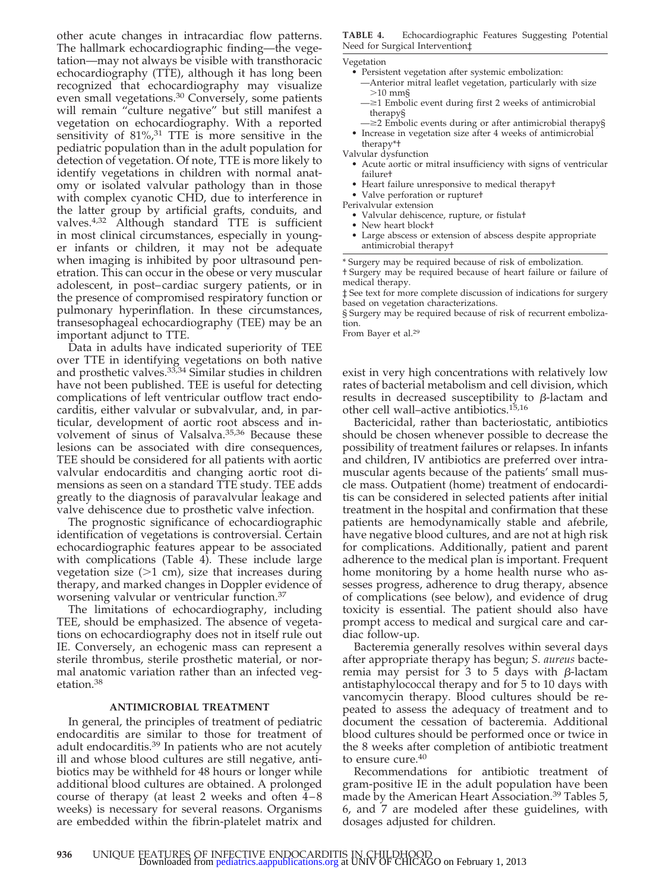other acute changes in intracardiac flow patterns. The hallmark echocardiographic finding—the vegetation—may not always be visible with transthoracic echocardiography (TTE), although it has long been recognized that echocardiography may visualize even small vegetations.[30] Conversely, some patients will remain "culture negative" but still manifest a vegetation on echocardiography. With a reported sensitivity of 81%,[31] TTE is more sensitive in the pediatric population than in the adult population for detection of vegetation. Of note, TTE is more likely to identify vegetations in children with normal anatomy or isolated valvular pathology than in those with complex cyanotic CHD, due to interference in the latter group by artificial grafts, conduits, and valves.[4,32] Although standard TTE is sufficient in most clinical circumstances, especially in younger infants or children, it may not be adequate when imaging is inhibited by poor ultrasound penetration. This can occur in the obese or very muscular adolescent, in post–cardiac surgery patients, or in the presence of compromised respiratory function or pulmonary hyperinflation. In these circumstances, transesophageal echocardiography (TEE) may be an important adjunct to TTE.

Data in adults have indicated superiority of TEE over TTE in identifying vegetations on both native and prosthetic valves.[33,34] Similar studies in children have not been published. TEE is useful for detecting complications of left ventricular outflow tract endocarditis, either valvular or subvalvular, and, in particular, development of aortic root abscess and involvement of sinus of Valsalva.[35,36] Because these lesions can be associated with dire consequences, TEE should be considered for all patients with aortic valvular endocarditis and changing aortic root dimensions as seen on a standard TTE study. TEE adds greatly to the diagnosis of paravalvular leakage and valve dehiscence due to prosthetic valve infection.

The prognostic significance of echocardiographic identification of vegetations is controversial. Certain echocardiographic features appear to be associated with complications (Table 4). These include large vegetation size (>1 cm), size that increases during therapy, and marked changes in Doppler evidence of worsening valvular or ventricular function.[37]

The limitations of echocardiography, including TEE, should be emphasized. The absence of vegetations on echocardiography does not in itself rule out IE. Conversely, an echogenic mass can represent a sterile thrombus, sterile prosthetic material, or normal anatomic variation rather than an infected vegetation.[38]

**TABLE 4.** Echocardiographic Features Suggesting Potential Need for Surgical Intervention‡

Vegetation
- Persistent vegetation after systemic embolization:
  - —Anterior mitral leaflet vegetation, particularly with size >10 mm§
  - —≥1 Embolic event during first 2 weeks of antimicrobial therapy§
  - —≥2 Embolic events during or after antimicrobial therapy§
- Increase in vegetation size after 4 weeks of antimicrobial therapy*†

Valvular dysfunction
- Acute aortic or mitral insufficiency with signs of ventricular failure†
- Heart failure unresponsive to medical therapy†
- Valve perforation or rupture†

Perivalvular extension
- Valvular dehiscence, rupture, or fistula†
- New heart block†
- Large abscess or extension of abscess despite appropriate antimicrobial therapy†

* Surgery may be required because of risk of embolization.
† Surgery may be required because of heart failure or failure of medical therapy.
‡ See text for more complete discussion of indications for surgery based on vegetation characterizations.
§ Surgery may be required because of risk of recurrent embolization.
From Bayer et al.[29]

## ANTIMICROBIAL TREATMENT

In general, the principles of treatment of pediatric endocarditis are similar to those for treatment of adult endocarditis.[39] In patients who are not acutely ill and whose blood cultures are still negative, antibiotics may be withheld for 48 hours or longer while additional blood cultures are obtained. A prolonged course of therapy (at least 2 weeks and often 4–8 weeks) is necessary for several reasons. Organisms are embedded within the fibrin-platelet matrix and exist in very high concentrations with relatively low rates of bacterial metabolism and cell division, which results in decreased susceptibility to $\beta$-lactam and other cell wall–active antibiotics.[15,16]

Bactericidal, rather than bacteriostatic, antibiotics should be chosen whenever possible to decrease the possibility of treatment failures or relapses. In infants and children, IV antibiotics are preferred over intramuscular agents because of the patients' small muscle mass. Outpatient (home) treatment of endocarditis can be considered in selected patients after initial treatment in the hospital and confirmation that these patients are hemodynamically stable and afebrile, have negative blood cultures, and are not at high risk for complications. Additionally, patient and parent adherence to the medical plan is important. Frequent home monitoring by a home health nurse who assesses progress, adherence to drug therapy, absence of complications (see below), and evidence of drug toxicity is essential. The patient should also have prompt access to medical and surgical care and cardiac follow-up.

Bacteremia generally resolves within several days after appropriate therapy has begun; *S. aureus* bacteremia may persist for 3 to 5 days with $\beta$-lactam antistaphylococcal therapy and for 5 to 10 days with vancomycin therapy. Blood cultures should be repeated to assess the adequacy of treatment and to document the cessation of bacteremia. Additional blood cultures should be performed once or twice in the 8 weeks after completion of antibiotic treatment to ensure cure.[40]

Recommendations for antibiotic treatment of gram-positive IE in the adult population have been made by the American Heart Association.[39] Tables 5, 6, and 7 are modeled after these guidelines, with dosages adjusted for children.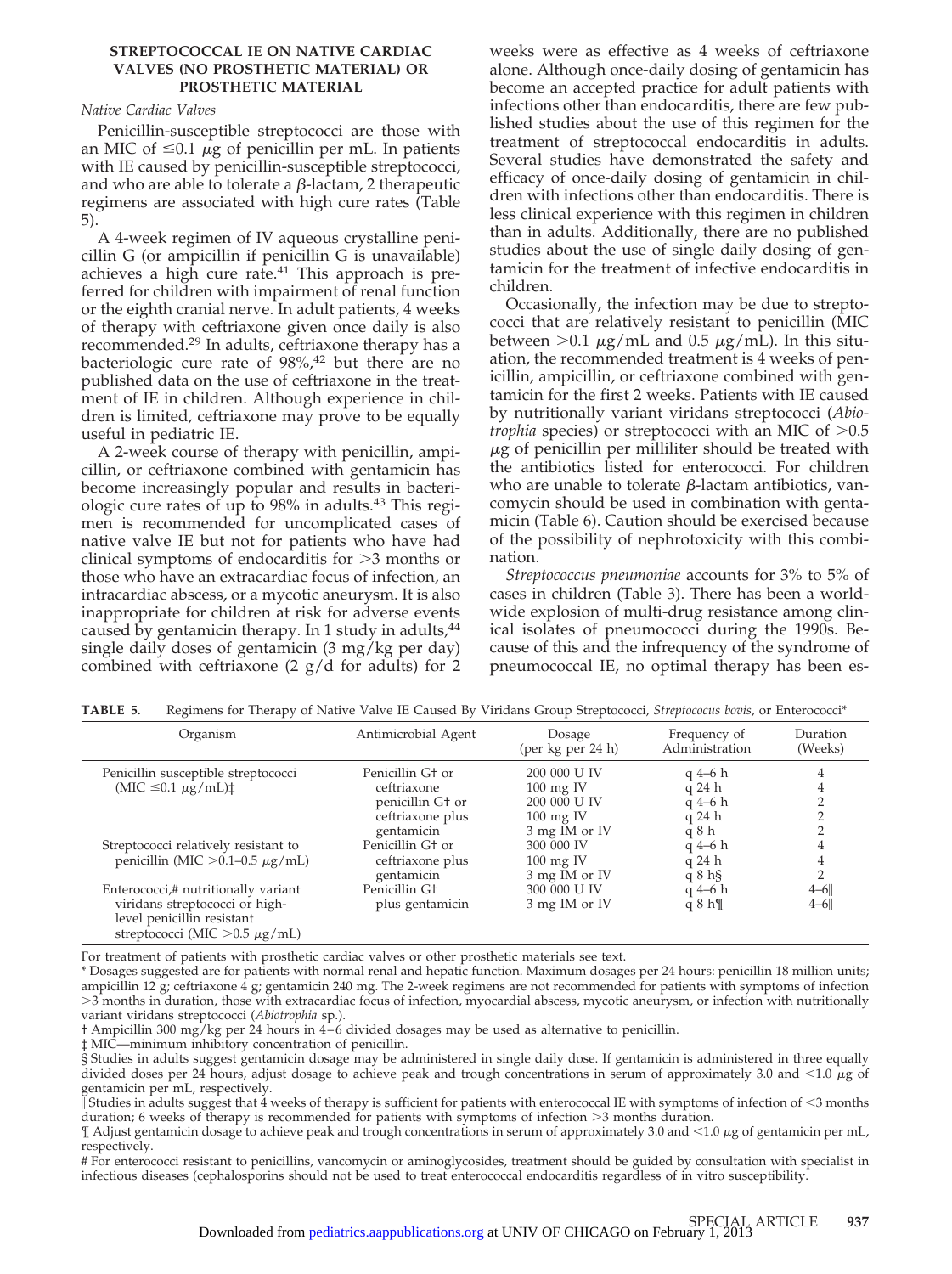### STREPTOCOCCAL IE ON NATIVE CARDIAC VALVES (NO PROSTHETIC MATERIAL) OR PROSTHETIC MATERIAL

*Native Cardiac Valves*

Penicillin-susceptible streptococci are those with an MIC of ≤0.1 μg of penicillin per mL. In patients with IE caused by penicillin-susceptible streptococci, and who are able to tolerate a β-lactam, 2 therapeutic regimens are associated with high cure rates (Table 5).

A 4-week regimen of IV aqueous crystalline penicillin G (or ampicillin if penicillin G is unavailable) achieves a high cure rate.[41] This approach is preferred for children with impairment of renal function or the eighth cranial nerve. In adult patients, 4 weeks of therapy with ceftriaxone given once daily is also recommended.[29] In adults, ceftriaxone therapy has a bacteriologic cure rate of 98%,[42] but there are no published data on the use of ceftriaxone in the treatment of IE in children. Although experience in children is limited, ceftriaxone may prove to be equally useful in pediatric IE.

A 2-week course of therapy with penicillin, ampicillin, or ceftriaxone combined with gentamicin has become increasingly popular and results in bacteriologic cure rates of up to 98% in adults.[43] This regimen is recommended for uncomplicated cases of native valve IE but not for patients who have had clinical symptoms of endocarditis for >3 months or those who have an extracardiac focus of infection, an intracardiac abscess, or a mycotic aneurysm. It is also inappropriate for children at risk for adverse events caused by gentamicin therapy. In 1 study in adults,[44] single daily doses of gentamicin (3 mg/kg per day) combined with ceftriaxone (2 g/d for adults) for 2 weeks were as effective as 4 weeks of ceftriaxone alone. Although once-daily dosing of gentamicin has become an accepted practice for adult patients with infections other than endocarditis, there are few published studies about the use of this regimen for the treatment of streptococcal endocarditis in adults. Several studies have demonstrated the safety and efficacy of once-daily dosing of gentamicin in children with infections other than endocarditis. There is less clinical experience with this regimen in children than in adults. Additionally, there are no published studies about the use of single daily dosing of gentamicin for the treatment of infective endocarditis in children.

Occasionally, the infection may be due to streptococci that are relatively resistant to penicillin (MIC between >0.1 μg/mL and 0.5 μg/mL). In this situation, the recommended treatment is 4 weeks of penicillin, ampicillin, or ceftriaxone combined with gentamicin for the first 2 weeks. Patients with IE caused by nutritionally variant viridans streptococci (*Abiotrophia* species) or streptococci with an MIC of >0.5 μg of penicillin per milliliter should be treated with the antibiotics listed for enterococci. For children who are unable to tolerate β-lactam antibiotics, vancomycin should be used in combination with gentamicin (Table 6). Caution should be exercised because of the possibility of nephrotoxicity with this combination.

*Streptococcus pneumoniae* accounts for 3% to 5% of cases in children (Table 3). There has been a worldwide explosion of multi-drug resistance among clinical isolates of pneumococci during the 1990s. Because of this and the infrequency of the syndrome of pneumococcal IE, no optimal therapy has been es-

**TABLE 5.** Regimens for Therapy of Native Valve IE Caused By Viridans Group Streptococci, *Streptococus bovis*, or Enterococci*

| Organism | Antimicrobial Agent | Dosage (per kg per 24 h) | Frequency of Administration | Duration (Weeks) |
|---|---|---|---|---|
| Penicillin susceptible streptococci (MIC ≤0.1 μg/mL)‡ | Penicillin G† or | 200 000 U IV | q 4–6 h | 4 |
| | ceftriaxone | 100 mg IV | q 24 h | 4 |
| | penicillin G† or | 200 000 U IV | q 4–6 h | 2 |
| | ceftriaxone plus | 100 mg IV | q 24 h | 2 |
| | gentamicin | 3 mg IM or IV | q 8 h | 2 |
| Streptococci relatively resistant to penicillin (MIC >0.1–0.5 μg/mL) | Penicillin G† or | 300 000 IV | q 4–6 h | 4 |
| | ceftriaxone plus | 100 mg IV | q 24 h | 4 |
| | gentamicin | 3 mg IM or IV | q 8 h§ | 2 |
| Enterococci,# nutritionally variant viridans streptococci or high-level penicillin resistant streptococci (MIC >0.5 μg/mL) | Penicillin G† | 300 000 U IV | q 4–6 h | 4–6‖ |
| | plus gentamicin | 3 mg IM or IV | q 8 h¶ | 4–6‖ |

For treatment of patients with prosthetic cardiac valves or other prosthetic materials see text.

\* Dosages suggested are for patients with normal renal and hepatic function. Maximum dosages per 24 hours: penicillin 18 million units; ampicillin 12 g; ceftriaxone 4 g; gentamicin 240 mg. The 2-week regimens are not recommended for patients with symptoms of infection >3 months in duration, those with extracardiac focus of infection, myocardial abscess, mycotic aneurysm, or infection with nutritionally variant viridans streptococci (*Abiotrophia* sp.).

† Ampicillin 300 mg/kg per 24 hours in 4–6 divided dosages may be used as alternative to penicillin.

‡ MIC—minimum inhibitory concentration of penicillin.

§ Studies in adults suggest gentamicin dosage may be administered in single daily dose. If gentamicin is administered in three equally divided doses per 24 hours, adjust dosage to achieve peak and trough concentrations in serum of approximately 3.0 and <1.0 μg of gentamicin per mL, respectively.

‖ Studies in adults suggest that 4 weeks of therapy is sufficient for patients with enterococcal IE with symptoms of infection of <3 months duration; 6 weeks of therapy is recommended for patients with symptoms of infection >3 months duration.

¶ Adjust gentamicin dosage to achieve peak and trough concentrations in serum of approximately 3.0 and <1.0 μg of gentamicin per mL, respectively.

\# For enterococci resistant to penicillins, vancomycin or aminoglycosides, treatment should be guided by consultation with specialist in infectious diseases (cephalosporins should not be used to treat enterococcal endocarditis regardless of in vitro susceptibility.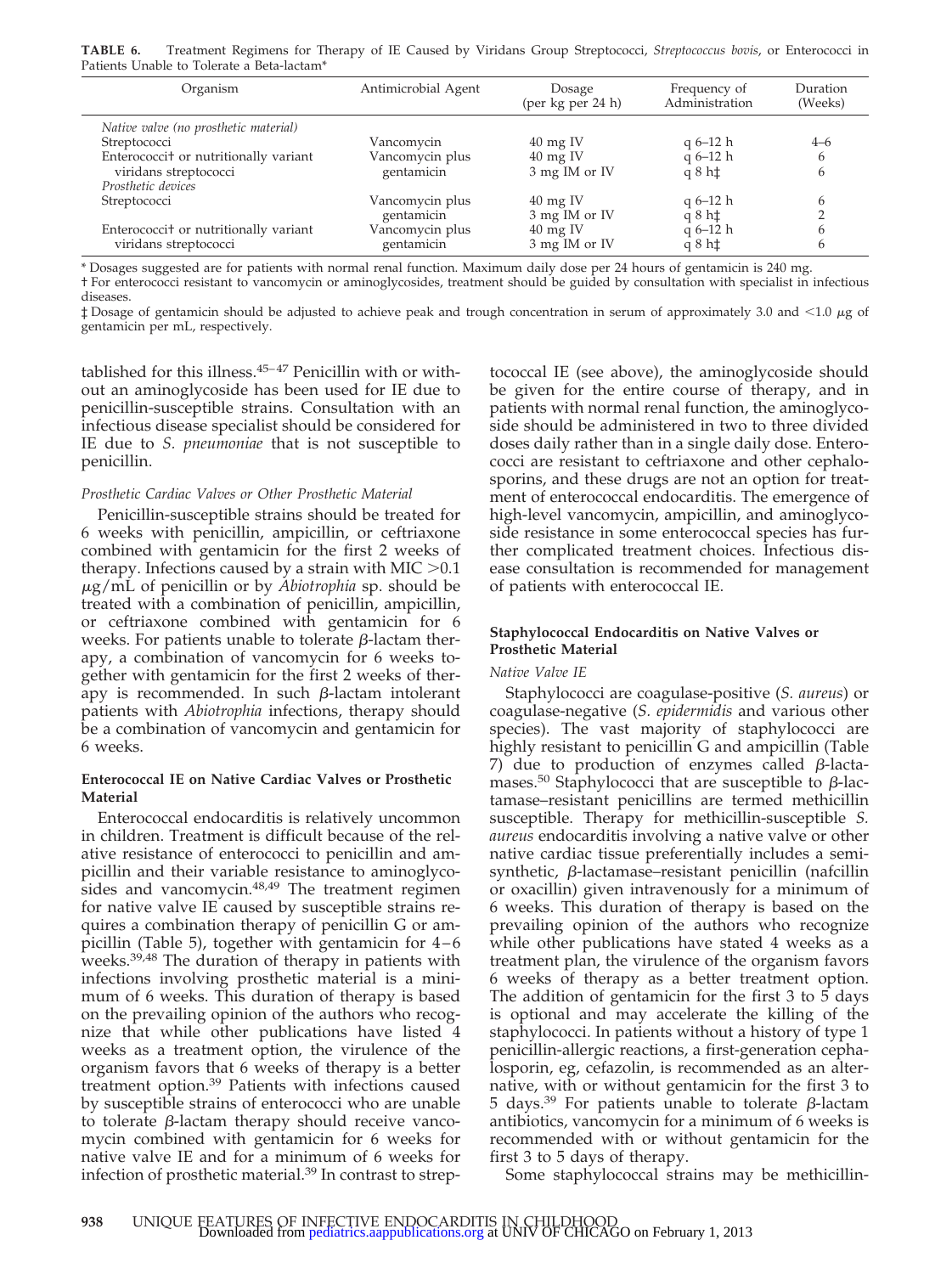**TABLE 6.** Treatment Regimens for Therapy of IE Caused by Viridans Group Streptococci, *Streptococcus bovis*, or Enterococci in Patients Unable to Tolerate a Beta-lactam*

| Organism | Antimicrobial Agent | Dosage (per kg per 24 h) | Frequency of Administration | Duration (Weeks) |
|---|---|---|---|---|
| *Native valve (no prosthetic material)* | | | | |
| Streptococci | Vancomycin | 40 mg IV | q 6–12 h | 4–6 |
| Enterococci† or nutritionally variant viridans streptococci | Vancomycin plus | 40 mg IV | q 6–12 h | 6 |
| | gentamicin | 3 mg IM or IV | q 8 h‡ | 6 |
| *Prosthetic devices* | | | | |
| Streptococci | Vancomycin plus | 40 mg IV | q 6–12 h | 6 |
| | gentamicin | 3 mg IM or IV | q 8 h‡ | 2 |
| Enterococci† or nutritionally variant viridans streptococci | Vancomycin plus | 40 mg IV | q 6–12 h | 6 |
| | gentamicin | 3 mg IM or IV | q 8 h‡ | 6 |

* Dosages suggested are for patients with normal renal function. Maximum daily dose per 24 hours of gentamicin is 240 mg.
† For enterococci resistant to vancomycin or aminoglycosides, treatment should be guided by consultation with specialist in infectious diseases.
‡ Dosage of gentamicin should be adjusted to achieve peak and trough concentration in serum of approximately 3.0 and <1.0 μg of gentamicin per mL, respectively.

tablished for this illness.[45–47] Penicillin with or without an aminoglycoside has been used for IE due to penicillin-susceptible strains. Consultation with an infectious disease specialist should be considered for IE due to *S. pneumoniae* that is not susceptible to penicillin.

*Prosthetic Cardiac Valves or Other Prosthetic Material*

Penicillin-susceptible strains should be treated for 6 weeks with penicillin, ampicillin, or ceftriaxone combined with gentamicin for the first 2 weeks of therapy. Infections caused by a strain with MIC >0.1 μg/mL of penicillin or by *Abiotrophia* sp. should be treated with a combination of penicillin, ampicillin, or ceftriaxone combined with gentamicin for 6 weeks. For patients unable to tolerate β-lactam therapy, a combination of vancomycin for 6 weeks together with gentamicin for the first 2 weeks of therapy is recommended. In such β-lactam intolerant patients with *Abiotrophia* infections, therapy should be a combination of vancomycin and gentamicin for 6 weeks.

### Enterococcal IE on Native Cardiac Valves or Prosthetic Material

Enterococcal endocarditis is relatively uncommon in children. Treatment is difficult because of the relative resistance of enterococci to penicillin and ampicillin and their variable resistance to aminoglycosides and vancomycin.[48,49] The treatment regimen for native valve IE caused by susceptible strains requires a combination therapy of penicillin G or ampicillin (Table 5), together with gentamicin for 4–6 weeks.[39,48] The duration of therapy in patients with infections involving prosthetic material is a minimum of 6 weeks. This duration of therapy is based on the prevailing opinion of the authors who recognize that while other publications have listed 4 weeks as a treatment option, the virulence of the organism favors that 6 weeks of therapy is a better treatment option.[39] Patients with infections caused by susceptible strains of enterococci who are unable to tolerate β-lactam therapy should receive vancomycin combined with gentamicin for 6 weeks for native valve IE and for a minimum of 6 weeks for infection of prosthetic material.[39] In contrast to streptococcal IE (see above), the aminoglycoside should be given for the entire course of therapy, and in patients with normal renal function, the aminoglycoside should be administered in two to three divided doses daily rather than in a single daily dose. Enterococci are resistant to ceftriaxone and other cephalosporins, and these drugs are not an option for treatment of enterococcal endocarditis. The emergence of high-level vancomycin, ampicillin, and aminoglycoside resistance in some enterococcal species has further complicated treatment choices. Infectious disease consultation is recommended for management of patients with enterococcal IE.

### Staphylococcal Endocarditis on Native Valves or Prosthetic Material

*Native Valve IE*

Staphylococci are coagulase-positive (*S. aureus*) or coagulase-negative (*S. epidermidis* and various other species). The vast majority of staphylococci are highly resistant to penicillin G and ampicillin (Table 7) due to production of enzymes called β-lactamases.[50] Staphylococci that are susceptible to β-lactamase–resistant penicillins are termed methicillin susceptible. Therapy for methicillin-susceptible *S. aureus* endocarditis involving a native valve or other native cardiac tissue preferentially includes a semisynthetic, β-lactamase–resistant penicillin (nafcillin or oxacillin) given intravenously for a minimum of 6 weeks. This duration of therapy is based on the prevailing opinion of the authors who recognize while other publications have stated 4 weeks as a treatment plan, the virulence of the organism favors 6 weeks of therapy as a better treatment option. The addition of gentamicin for the first 3 to 5 days is optional and may accelerate the killing of the staphylococci. In patients without a history of type 1 penicillin-allergic reactions, a first-generation cephalosporin, eg, cefazolin, is recommended as an alternative, with or without gentamicin for the first 3 to 5 days.[39] For patients unable to tolerate β-lactam antibiotics, vancomycin for a minimum of 6 weeks is recommended with or without gentamicin for the first 3 to 5 days of therapy.

Some staphylococcal strains may be methicillin-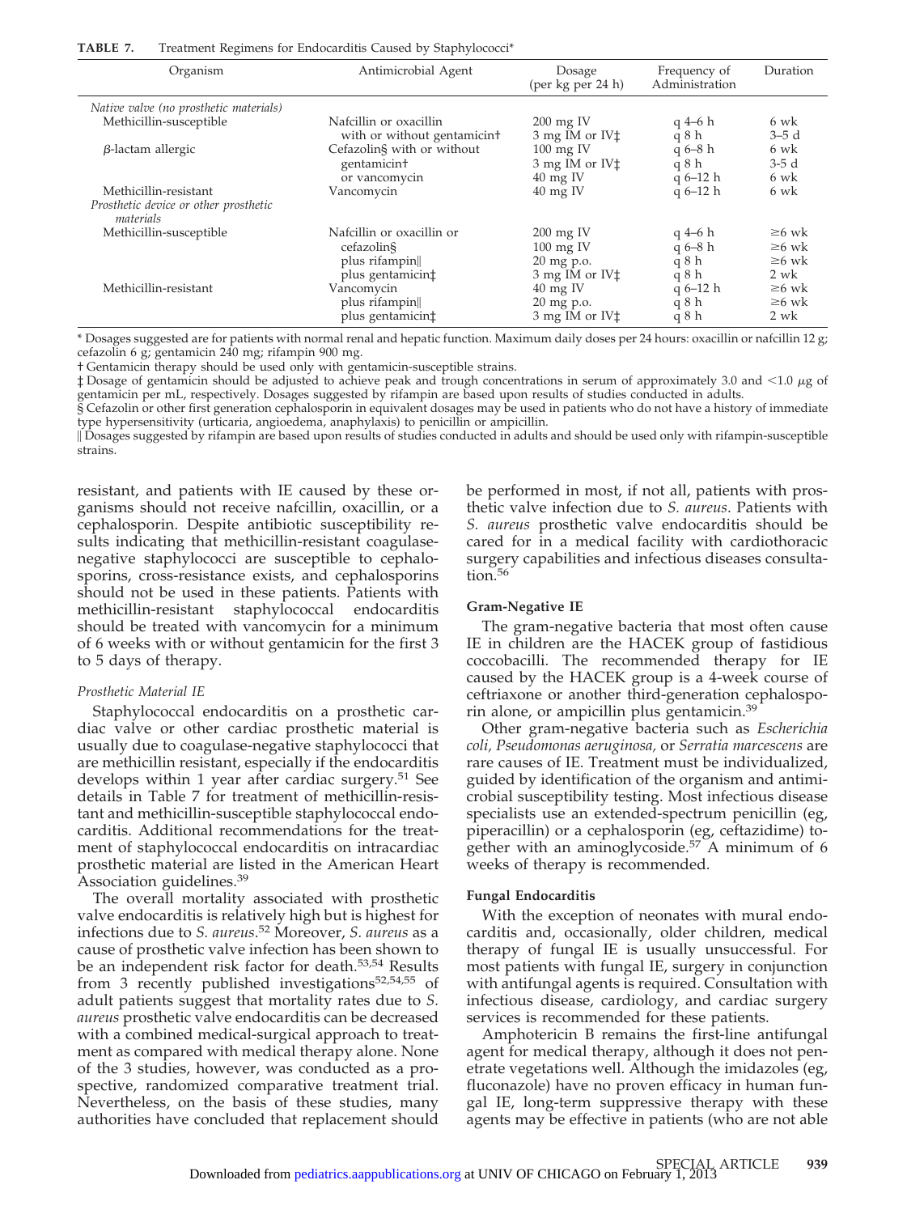**TABLE 7.** Treatment Regimens for Endocarditis Caused by Staphylococci*

| Organism | Antimicrobial Agent | Dosage (per kg per 24 h) | Frequency of Administration | Duration |
|---|---|---|---|---|
| *Native valve (no prosthetic materials)* | | | | |
| Methicillin-susceptible | Nafcillin or oxacillin | 200 mg IV | q 4–6 h | 6 wk |
| | with or without gentamicin† | 3 mg IM or IV‡ | q 8 h | 3–5 d |
| β-lactam allergic | Cefazolin§ with or without | 100 mg IV | q 6–8 h | 6 wk |
| | gentamicin† | 3 mg IM or IV‡ | q 8 h | 3-5 d |
| | or vancomycin | 40 mg IV | q 6–12 h | 6 wk |
| Methicillin-resistant | Vancomycin | 40 mg IV | q 6–12 h | 6 wk |
| *Prosthetic device or other prosthetic materials* | | | | |
| Methicillin-susceptible | Nafcillin or oxacillin or | 200 mg IV | q 4–6 h | ≥6 wk |
| | cefazolin§ | 100 mg IV | q 6–8 h | ≥6 wk |
| | plus rifampin‖ | 20 mg p.o. | q 8 h | ≥6 wk |
| | plus gentamicin‡ | 3 mg IM or IV‡ | q 8 h | 2 wk |
| Methicillin-resistant | Vancomycin | 40 mg IV | q 6–12 h | ≥6 wk |
| | plus rifampin‖ | 20 mg p.o. | q 8 h | ≥6 wk |
| | plus gentamicin‡ | 3 mg IM or IV‡ | q 8 h | 2 wk |

\* Dosages suggested are for patients with normal renal and hepatic function. Maximum daily doses per 24 hours: oxacillin or nafcillin 12 g; cefazolin 6 g; gentamicin 240 mg; rifampin 900 mg.

† Gentamicin therapy should be used only with gentamicin-susceptible strains.

‡ Dosage of gentamicin should be adjusted to achieve peak and trough concentrations in serum of approximately 3.0 and <1.0 μg of gentamicin per mL, respectively. Dosages suggested by rifampin are based upon results of studies conducted in adults.

§ Cefazolin or other first generation cephalosporin in equivalent dosages may be used in patients who do not have a history of immediate type hypersensitivity (urticaria, angioedema, anaphylaxis) to penicillin or ampicillin.

‖ Dosages suggested by rifampin are based upon results of studies conducted in adults and should be used only with rifampin-susceptible strains.

resistant, and patients with IE caused by these organisms should not receive nafcillin, oxacillin, or a cephalosporin. Despite antibiotic susceptibility results indicating that methicillin-resistant coagulase-negative staphylococci are susceptible to cephalosporins, cross-resistance exists, and cephalosporins should not be used in these patients. Patients with methicillin-resistant staphylococcal endocarditis should be treated with vancomycin for a minimum of 6 weeks with or without gentamicin for the first 3 to 5 days of therapy.

*Prosthetic Material IE*

Staphylococcal endocarditis on a prosthetic cardiac valve or other cardiac prosthetic material is usually due to coagulase-negative staphylococci that are methicillin resistant, especially if the endocarditis develops within 1 year after cardiac surgery.[51] See details in Table 7 for treatment of methicillin-resistant and methicillin-susceptible staphylococcal endocarditis. Additional recommendations for the treatment of staphylococcal endocarditis on intracardiac prosthetic material are listed in the American Heart Association guidelines.[39]

The overall mortality associated with prosthetic valve endocarditis is relatively high but is highest for infections due to *S. aureus*.[52] Moreover, *S. aureus* as a cause of prosthetic valve infection has been shown to be an independent risk factor for death.[53,54] Results from 3 recently published investigations[52,54,55] of adult patients suggest that mortality rates due to *S. aureus* prosthetic valve endocarditis can be decreased with a combined medical-surgical approach to treatment as compared with medical therapy alone. None of the 3 studies, however, was conducted as a prospective, randomized comparative treatment trial. Nevertheless, on the basis of these studies, many authorities have concluded that replacement should be performed in most, if not all, patients with prosthetic valve infection due to *S. aureus*. Patients with *S. aureus* prosthetic valve endocarditis should be cared for in a medical facility with cardiothoracic surgery capabilities and infectious diseases consultation.[56]

**Gram-Negative IE**

The gram-negative bacteria that most often cause IE in children are the HACEK group of fastidious coccobacilli. The recommended therapy for IE caused by the HACEK group is a 4-week course of ceftriaxone or another third-generation cephalosporin alone, or ampicillin plus gentamicin.[39]

Other gram-negative bacteria such as *Escherichia coli, Pseudomonas aeruginosa,* or *Serratia marcescens* are rare causes of IE. Treatment must be individualized, guided by identification of the organism and antimicrobial susceptibility testing. Most infectious disease specialists use an extended-spectrum penicillin (eg, piperacillin) or a cephalosporin (eg, ceftazidime) together with an aminoglycoside.[57] A minimum of 6 weeks of therapy is recommended.

**Fungal Endocarditis**

With the exception of neonates with mural endocarditis and, occasionally, older children, medical therapy of fungal IE is usually unsuccessful. For most patients with fungal IE, surgery in conjunction with antifungal agents is required. Consultation with infectious disease, cardiology, and cardiac surgery services is recommended for these patients.

Amphotericin B remains the first-line antifungal agent for medical therapy, although it does not penetrate vegetations well. Although the imidazoles (eg, fluconazole) have no proven efficacy in human fungal IE, long-term suppressive therapy with these agents may be effective in patients (who are not able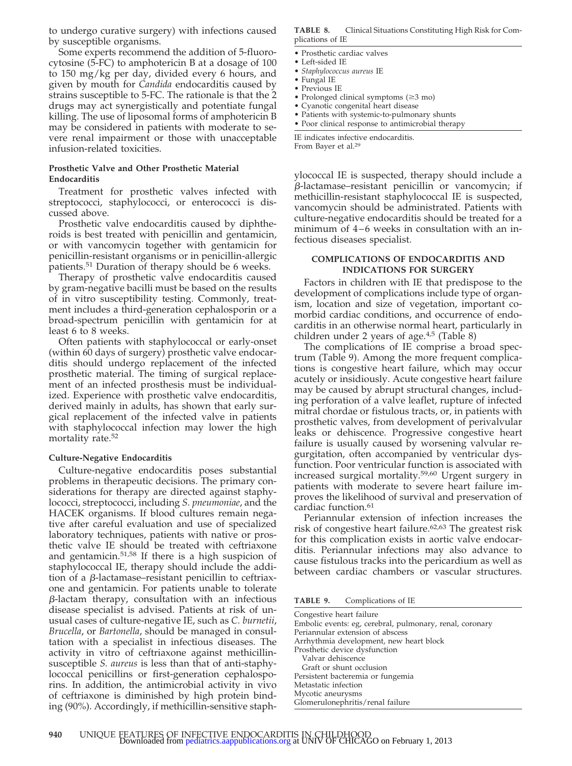to undergo curative surgery) with infections caused by susceptible organisms.

Some experts recommend the addition of 5-fluorocytosine (5-FC) to amphotericin B at a dosage of 100 to 150 mg/kg per day, divided every 6 hours, and given by mouth for *Candida* endocarditis caused by strains susceptible to 5-FC. The rationale is that the 2 drugs may act synergistically and potentiate fungal killing. The use of liposomal forms of amphotericin B may be considered in patients with moderate to severe renal impairment or those with unacceptable infusion-related toxicities.

### Prosthetic Valve and Other Prosthetic Material Endocarditis

Treatment for prosthetic valves infected with streptococci, staphylococci, or enterococci is discussed above.

Prosthetic valve endocarditis caused by diphtheroids is best treated with penicillin and gentamicin, or with vancomycin together with gentamicin for penicillin-resistant organisms or in penicillin-allergic patients.[51] Duration of therapy should be 6 weeks.

Therapy of prosthetic valve endocarditis caused by gram-negative bacilli must be based on the results of in vitro susceptibility testing. Commonly, treatment includes a third-generation cephalosporin or a broad-spectrum penicillin with gentamicin for at least 6 to 8 weeks.

Often patients with staphylococcal or early-onset (within 60 days of surgery) prosthetic valve endocarditis should undergo replacement of the infected prosthetic material. The timing of surgical replacement of an infected prosthesis must be individualized. Experience with prosthetic valve endocarditis, derived mainly in adults, has shown that early surgical replacement of the infected valve in patients with staphylococcal infection may lower the high mortality rate.[52]

### Culture-Negative Endocarditis

Culture-negative endocarditis poses substantial problems in therapeutic decisions. The primary considerations for therapy are directed against staphylococci, streptococci, including *S. pneumoniae*, and the HACEK organisms. If blood cultures remain negative after careful evaluation and use of specialized laboratory techniques, patients with native or prosthetic valve IE should be treated with ceftriaxone and gentamicin.[51,58] If there is a high suspicion of staphylococcal IE, therapy should include the addition of a $\beta$-lactamase–resistant penicillin to ceftriaxone and gentamicin. For patients unable to tolerate $\beta$-lactam therapy, consultation with an infectious disease specialist is advised. Patients at risk of unusual cases of culture-negative IE, such as *C. burnetii*, *Brucella*, or *Bartonella*, should be managed in consultation with a specialist in infectious diseases. The activity in vitro of ceftriaxone against methicillin-susceptible *S. aureus* is less than that of anti-staphylococcal penicillins or first-generation cephalosporins. In addition, the antimicrobial activity in vivo of ceftriaxone is diminished by high protein binding (90%). Accordingly, if methicillin-sensitive staphylococcal IE is suspected, therapy should include a $\beta$-lactamase–resistant penicillin or vancomycin; if methicillin-resistant staphylococcal IE is suspected, vancomycin should be administrated. Patients with culture-negative endocarditis should be treated for a minimum of 4–6 weeks in consultation with an infectious diseases specialist.

**TABLE 8.** Clinical Situations Constituting High Risk for Complications of IE

- Prosthetic cardiac valves
- Left-sided IE
- *Staphylococcus aureus* IE
- Fungal IE
- Previous IE
- Prolonged clinical symptoms (≥3 mo)
- Cyanotic congenital heart disease
- Patients with systemic-to-pulmonary shunts
- Poor clinical response to antimicrobial therapy

IE indicates infective endocarditis.
From Bayer et al.[29]

## COMPLICATIONS OF ENDOCARDITIS AND INDICATIONS FOR SURGERY

Factors in children with IE that predispose to the development of complications include type of organism, location and size of vegetation, important comorbid cardiac conditions, and occurrence of endocarditis in an otherwise normal heart, particularly in children under 2 years of age.[4,5] (Table 8)

The complications of IE comprise a broad spectrum (Table 9). Among the more frequent complications is congestive heart failure, which may occur acutely or insidiously. Acute congestive heart failure may be caused by abrupt structural changes, including perforation of a valve leaflet, rupture of infected mitral chordae or fistulous tracts, or, in patients with prosthetic valves, from development of perivalvular leaks or dehiscence. Progressive congestive heart failure is usually caused by worsening valvular regurgitation, often accompanied by ventricular dysfunction. Poor ventricular function is associated with increased surgical mortality.[59,60] Urgent surgery in patients with moderate to severe heart failure improves the likelihood of survival and preservation of cardiac function.[61]

Periannular extension of infection increases the risk of congestive heart failure.[62,63] The greatest risk for this complication exists in aortic valve endocarditis. Periannular infections may also advance to cause fistulous tracks into the pericardium as well as between cardiac chambers or vascular structures.

**TABLE 9.** Complications of IE

| Complications of IE |
|---|
| Congestive heart failure |
| Embolic events: eg, cerebral, pulmonary, renal, coronary |
| Periannular extension of abscess |
| Arrhythmia development, new heart block |
| Prosthetic device dysfunction |
| Valvar dehiscence |
| Graft or shunt occlusion |
| Persistent bacteremia or fungemia |
| Metastatic infection |
| Mycotic aneurysms |
| Glomerulonephritis/renal failure |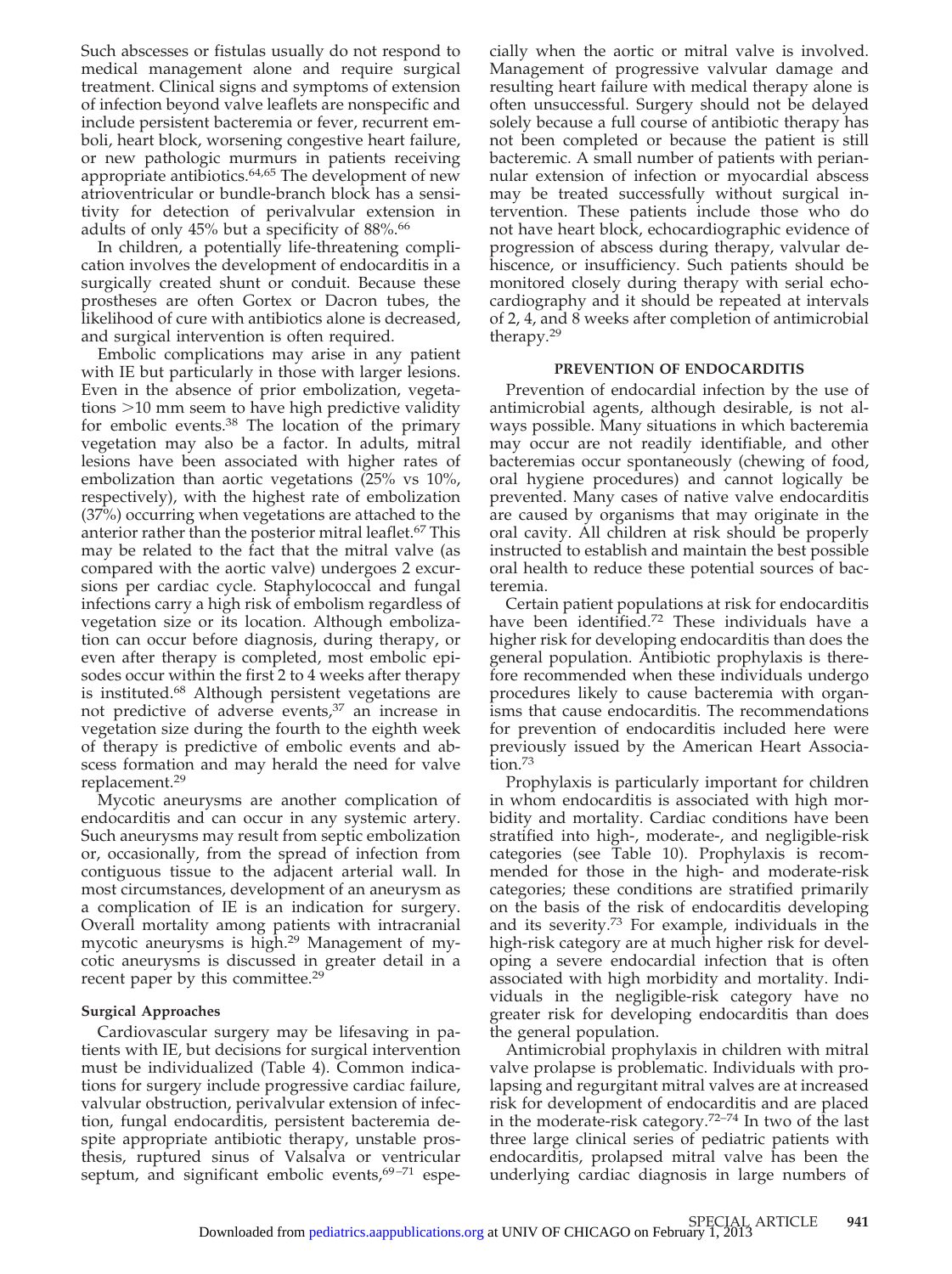Such abscesses or fistulas usually do not respond to medical management alone and require surgical treatment. Clinical signs and symptoms of extension of infection beyond valve leaflets are nonspecific and include persistent bacteremia or fever, recurrent emboli, heart block, worsening congestive heart failure, or new pathologic murmurs in patients receiving appropriate antibiotics.[64,65] The development of new atrioventricular or bundle-branch block has a sensitivity for detection of perivalvular extension in adults of only 45% but a specificity of 88%.[66]

In children, a potentially life-threatening complication involves the development of endocarditis in a surgically created shunt or conduit. Because these prostheses are often Gortex or Dacron tubes, the likelihood of cure with antibiotics alone is decreased, and surgical intervention is often required.

Embolic complications may arise in any patient with IE but particularly in those with larger lesions. Even in the absence of prior embolization, vegetations >10 mm seem to have high predictive validity for embolic events.[38] The location of the primary vegetation may also be a factor. In adults, mitral lesions have been associated with higher rates of embolization than aortic vegetations (25% vs 10%, respectively), with the highest rate of embolization (37%) occurring when vegetations are attached to the anterior rather than the posterior mitral leaflet.[67] This may be related to the fact that the mitral valve (as compared with the aortic valve) undergoes 2 excursions per cardiac cycle. Staphylococcal and fungal infections carry a high risk of embolism regardless of vegetation size or its location. Although embolization can occur before diagnosis, during therapy, or even after therapy is completed, most embolic episodes occur within the first 2 to 4 weeks after therapy is instituted.[68] Although persistent vegetations are not predictive of adverse events,[37] an increase in vegetation size during the fourth to the eighth week of therapy is predictive of embolic events and abscess formation and may herald the need for valve replacement.[29]

Mycotic aneurysms are another complication of endocarditis and can occur in any systemic artery. Such aneurysms may result from septic embolization or, occasionally, from the spread of infection from contiguous tissue to the adjacent arterial wall. In most circumstances, development of an aneurysm as a complication of IE is an indication for surgery. Overall mortality among patients with intracranial mycotic aneurysms is high.[29] Management of mycotic aneurysms is discussed in greater detail in a recent paper by this committee.[29]

### Surgical Approaches

Cardiovascular surgery may be lifesaving in patients with IE, but decisions for surgical intervention must be individualized (Table 4). Common indications for surgery include progressive cardiac failure, valvular obstruction, perivalvular extension of infection, fungal endocarditis, persistent bacteremia despite appropriate antibiotic therapy, unstable prosthesis, ruptured sinus of Valsalva or ventricular septum, and significant embolic events,[69–71] especially when the aortic or mitral valve is involved. Management of progressive valvular damage and resulting heart failure with medical therapy alone is often unsuccessful. Surgery should not be delayed solely because a full course of antibiotic therapy has not been completed or because the patient is still bacteremic. A small number of patients with periannular extension of infection or myocardial abscess may be treated successfully without surgical intervention. These patients include those who do not have heart block, echocardiographic evidence of progression of abscess during therapy, valvular dehiscence, or insufficiency. Such patients should be monitored closely during therapy with serial echocardiography and it should be repeated at intervals of 2, 4, and 8 weeks after completion of antimicrobial therapy.[29]

## PREVENTION OF ENDOCARDITIS

Prevention of endocardial infection by the use of antimicrobial agents, although desirable, is not always possible. Many situations in which bacteremia may occur are not readily identifiable, and other bacteremias occur spontaneously (chewing of food, oral hygiene procedures) and cannot logically be prevented. Many cases of native valve endocarditis are caused by organisms that may originate in the oral cavity. All children at risk should be properly instructed to establish and maintain the best possible oral health to reduce these potential sources of bacteremia.

Certain patient populations at risk for endocarditis have been identified.[72] These individuals have a higher risk for developing endocarditis than does the general population. Antibiotic prophylaxis is therefore recommended when these individuals undergo procedures likely to cause bacteremia with organisms that cause endocarditis. The recommendations for prevention of endocarditis included here were previously issued by the American Heart Association.[73]

Prophylaxis is particularly important for children in whom endocarditis is associated with high morbidity and mortality. Cardiac conditions have been stratified into high-, moderate-, and negligible-risk categories (see Table 10). Prophylaxis is recommended for those in the high- and moderate-risk categories; these conditions are stratified primarily on the basis of the risk of endocarditis developing and its severity.[73] For example, individuals in the high-risk category are at much higher risk for developing a severe endocardial infection that is often associated with high morbidity and mortality. Individuals in the negligible-risk category have no greater risk for developing endocarditis than does the general population.

Antimicrobial prophylaxis in children with mitral valve prolapse is problematic. Individuals with prolapsing and regurgitant mitral valves are at increased risk for development of endocarditis and are placed in the moderate-risk category.[72–74] In two of the last three large clinical series of pediatric patients with endocarditis, prolapsed mitral valve has been the underlying cardiac diagnosis in large numbers of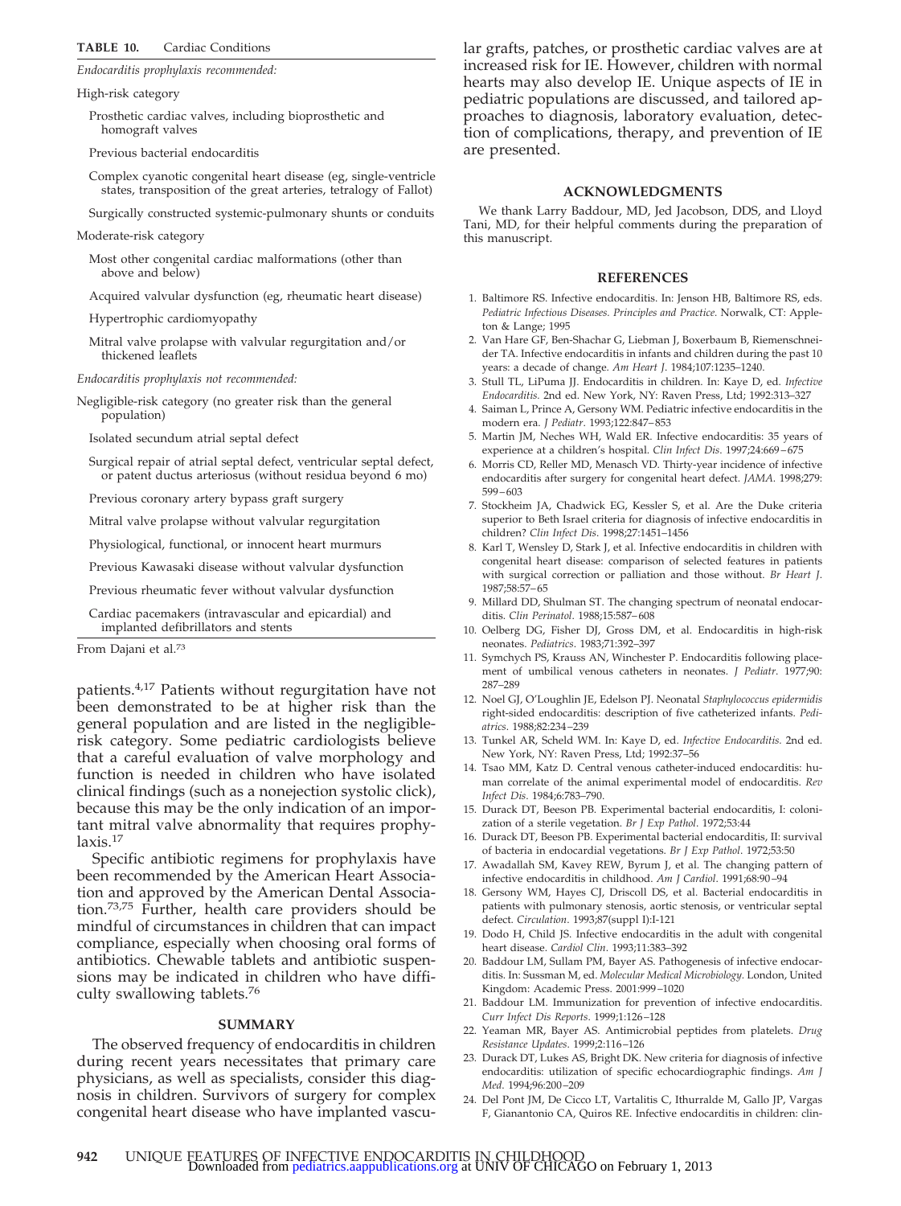**TABLE 10.** Cardiac Conditions

*Endocarditis prophylaxis recommended:*

High-risk category

- Prosthetic cardiac valves, including bioprosthetic and homograft valves
- Previous bacterial endocarditis
- Complex cyanotic congenital heart disease (eg, single-ventricle states, transposition of the great arteries, tetralogy of Fallot)
- Surgically constructed systemic-pulmonary shunts or conduits

Moderate-risk category

- Most other congenital cardiac malformations (other than above and below)
- Acquired valvular dysfunction (eg, rheumatic heart disease)
- Hypertrophic cardiomyopathy
- Mitral valve prolapse with valvular regurgitation and/or thickened leaflets

*Endocarditis prophylaxis not recommended:*

Negligible-risk category (no greater risk than the general population)

- Isolated secundum atrial septal defect
- Surgical repair of atrial septal defect, ventricular septal defect, or patent ductus arteriosus (without residua beyond 6 mo)
- Previous coronary artery bypass graft surgery
- Mitral valve prolapse without valvular regurgitation
- Physiological, functional, or innocent heart murmurs
- Previous Kawasaki disease without valvular dysfunction
- Previous rheumatic fever without valvular dysfunction
- Cardiac pacemakers (intravascular and epicardial) and implanted defibrillators and stents

From Dajani et al.[73]

patients.[4,17] Patients without regurgitation have not been demonstrated to be at higher risk than the general population and are listed in the negligible-risk category. Some pediatric cardiologists believe that a careful evaluation of valve morphology and function is needed in children who have isolated clinical findings (such as a nonejection systolic click), because this may be the only indication of an important mitral valve abnormality that requires prophylaxis.[17]

Specific antibiotic regimens for prophylaxis have been recommended by the American Heart Association and approved by the American Dental Association.[73,75] Further, health care providers should be mindful of circumstances in children that can impact compliance, especially when choosing oral forms of antibiotics. Chewable tablets and antibiotic suspensions may be indicated in children who have difficulty swallowing tablets.[76]

## SUMMARY

The observed frequency of endocarditis in children during recent years necessitates that primary care physicians, as well as specialists, consider this diagnosis in children. Survivors of surgery for complex congenital heart disease who have implanted vascular grafts, patches, or prosthetic cardiac valves are at increased risk for IE. However, children with normal hearts may also develop IE. Unique aspects of IE in pediatric populations are discussed, and tailored approaches to diagnosis, laboratory evaluation, detection of complications, therapy, and prevention of IE are presented.

## ACKNOWLEDGMENTS

We thank Larry Baddour, MD, Jed Jacobson, DDS, and Lloyd Tani, MD, for their helpful comments during the preparation of this manuscript.

## REFERENCES

1. Baltimore RS. Infective endocarditis. In: Jenson HB, Baltimore RS, eds. *Pediatric Infectious Diseases. Principles and Practice*. Norwalk, CT: Appleton & Lange; 1995
2. Van Hare GF, Ben-Shachar G, Liebman J, Boxerbaum B, Riemenschneider TA. Infective endocarditis in infants and children during the past 10 years: a decade of change. *Am Heart J*. 1984;107:1235–1240.
3. Stull TL, LiPuma JJ. Endocarditis in children. In: Kaye D, ed. *Infective Endocarditis*. 2nd ed. New York, NY: Raven Press, Ltd; 1992:313–327
4. Saiman L, Prince A, Gersony WM. Pediatric infective endocarditis in the modern era. *J Pediatr*. 1993;122:847–853
5. Martin JM, Neches WH, Wald ER. Infective endocarditis: 35 years of experience at a children's hospital. *Clin Infect Dis*. 1997;24:669–675
6. Morris CD, Reller MD, Menasch VD. Thirty-year incidence of infective endocarditis after surgery for congenital heart defect. *JAMA*. 1998;279: 599–603
7. Stockheim JA, Chadwick EG, Kessler S, et al. Are the Duke criteria superior to Beth Israel criteria for diagnosis of infective endocarditis in children? *Clin Infect Dis*. 1998;27:1451–1456
8. Karl T, Wensley D, Stark J, et al. Infective endocarditis in children with congenital heart disease: comparison of selected features in patients with surgical correction or palliation and those without. *Br Heart J*. 1987;58:57–65
9. Millard DD, Shulman ST. The changing spectrum of neonatal endocarditis. *Clin Perinatol*. 1988;15:587–608
10. Oelberg DG, Fisher DJ, Gross DM, et al. Endocarditis in high-risk neonates. *Pediatrics*. 1983;71:392–397
11. Symchych PS, Krauss AN, Winchester P. Endocarditis following placement of umbilical venous catheters in neonates. *J Pediatr*. 1977;90: 287–289
12. Noel GJ, O'Loughlin JE, Edelson PJ. Neonatal *Staphylococcus epidermidis* right-sided endocarditis: description of five catheterized infants. *Pediatrics*. 1988;82:234–239
13. Tunkel AR, Scheld WM. In: Kaye D, ed. *Infective Endocarditis*. 2nd ed. New York, NY: Raven Press, Ltd; 1992:37–56
14. Tsao MM, Katz D. Central venous catheter-induced endocarditis: human correlate of the animal experimental model of endocarditis. *Rev Infect Dis*. 1984;6:783–790.
15. Durack DT, Beeson PB. Experimental bacterial endocarditis, I: colonization of a sterile vegetation. *Br J Exp Pathol*. 1972;53:44
16. Durack DT, Beeson PB. Experimental bacterial endocarditis, II: survival of bacteria in endocardial vegetations. *Br J Exp Pathol*. 1972;53:50
17. Awadallah SM, Kavey REW, Byrum J, et al. The changing pattern of infective endocarditis in childhood. *Am J Cardiol*. 1991;68:90–94
18. Gersony WM, Hayes CJ, Driscoll DS, et al. Bacterial endocarditis in patients with pulmonary stenosis, aortic stenosis, or ventricular septal defect. *Circulation*. 1993;87(suppl I):I-121
19. Dodo H, Child JS. Infective endocarditis in the adult with congenital heart disease. *Cardiol Clin*. 1993;11:383–392
20. Baddour LM, Sullam PM, Bayer AS. Pathogenesis of infective endocarditis. In: Sussman M, ed. *Molecular Medical Microbiology*. London, United Kingdom: Academic Press. 2001:999–1020
21. Baddour LM. Immunization for prevention of infective endocarditis. *Curr Infect Dis Reports*. 1999;1:126–128
22. Yeaman MR, Bayer AS. Antimicrobial peptides from platelets. *Drug Resistance Updates*. 1999;2:116–126
23. Durack DT, Lukes AS, Bright DK. New criteria for diagnosis of infective endocarditis: utilization of specific echocardiographic findings. *Am J Med*. 1994;96:200–209
24. Del Pont JM, De Cicco LT, Vartalitis C, Ithurralde M, Gallo JP, Vargas F, Gianantonio CA, Quiros RE. Infective endocarditis in children: clin-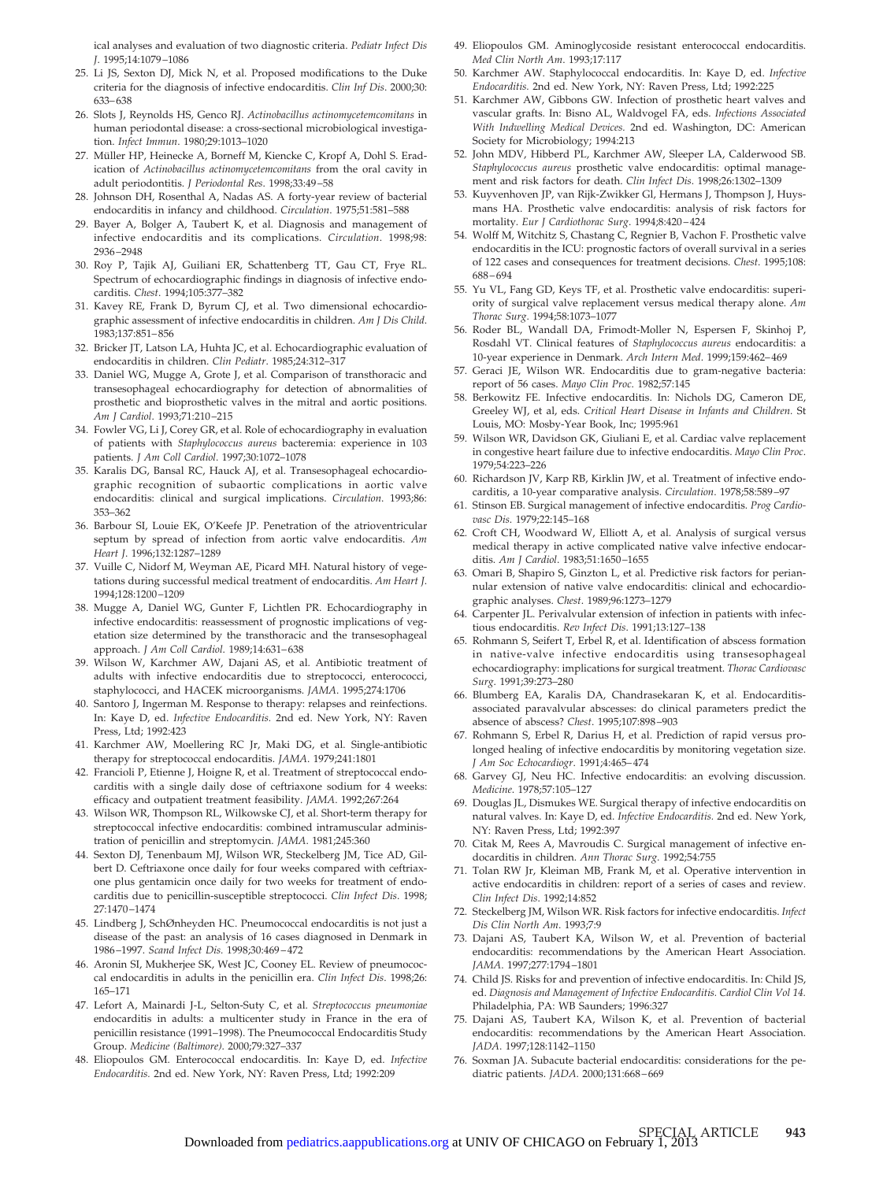ical analyses and evaluation of two diagnostic criteria. *Pediatr Infect Dis J*. 1995;14:1079–1086

25. Li JS, Sexton DJ, Mick N, et al. Proposed modifications to the Duke criteria for the diagnosis of infective endocarditis. *Clin Inf Dis*. 2000;30: 633–638
26. Slots J, Reynolds HS, Genco RJ. *Actinobacillus actinomycetemcomitans* in human periodontal disease: a cross-sectional microbiological investigation. *Infect Immun*. 1980;29:1013–1020
27. Müller HP, Heinecke A, Borneff M, Kiencke C, Kropf A, Dohl S. Eradication of *Actinobacillus actinomycetemcomitans* from the oral cavity in adult periodontitis. *J Periodontal Res*. 1998;33:49–58
28. Johnson DH, Rosenthal A, Nadas AS. A forty-year review of bacterial endocarditis in infancy and childhood. *Circulation*. 1975;51:581–588
29. Bayer A, Bolger A, Taubert K, et al. Diagnosis and management of infective endocarditis and its complications. *Circulation*. 1998;98: 2936–2948
30. Roy P, Tajik AJ, Guiliani ER, Schattenberg TT, Gau CT, Frye RL. Spectrum of echocardiographic findings in diagnosis of infective endocarditis. *Chest*. 1994;105:377–382
31. Kavey RE, Frank D, Byrum CJ, et al. Two dimensional echocardiographic assessment of infective endocarditis in children. *Am J Dis Child*. 1983;137:851–856
32. Bricker JT, Latson LA, Huhta JC, et al. Echocardiographic evaluation of endocarditis in children. *Clin Pediatr*. 1985;24:312–317
33. Daniel WG, Mugge A, Grote J, et al. Comparison of transthoracic and transesophageal echocardiography for detection of abnormalities of prosthetic and bioprosthetic valves in the mitral and aortic positions. *Am J Cardiol*. 1993;71:210–215
34. Fowler VG, Li J, Corey GR, et al. Role of echocardiography in evaluation of patients with *Staphylococcus aureus* bacteremia: experience in 103 patients. *J Am Coll Cardiol*. 1997;30:1072–1078
35. Karalis DG, Bansal RC, Hauck AJ, et al. Transesophageal echocardiographic recognition of subaortic complications in aortic valve endocarditis: clinical and surgical implications. *Circulation*. 1993;86: 353–362
36. Barbour SI, Louie EK, O'Keefe JP. Penetration of the atrioventricular septum by spread of infection from aortic valve endocarditis. *Am Heart J*. 1996;132:1287–1289
37. Vuille C, Nidorf M, Weyman AE, Picard MH. Natural history of vegetations during successful medical treatment of endocarditis. *Am Heart J*. 1994;128:1200–1209
38. Mugge A, Daniel WG, Gunter F, Lichtlen PR. Echocardiography in infective endocarditis: reassessment of prognostic implications of vegetation size determined by the transthoracic and the transesophageal approach. *J Am Coll Cardiol*. 1989;14:631–638
39. Wilson W, Karchmer AW, Dajani AS, et al. Antibiotic treatment of adults with infective endocarditis due to streptococci, enterococci, staphylococci, and HACEK microorganisms. *JAMA*. 1995;274:1706
40. Santoro J, Ingerman M. Response to therapy: relapses and reinfections. In: Kaye D, ed. *Infective Endocarditis*. 2nd ed. New York, NY: Raven Press, Ltd; 1992:423
41. Karchmer AW, Moellering RC Jr, Maki DG, et al. Single-antibiotic therapy for streptococcal endocarditis. *JAMA*. 1979;241:1801
42. Francioli P, Etienne J, Hoigne R, et al. Treatment of streptococcal endocarditis with a single daily dose of ceftriaxone sodium for 4 weeks: efficacy and outpatient treatment feasibility. *JAMA*. 1992;267:264
43. Wilson WR, Thompson RL, Wilkowske CJ, et al. Short-term therapy for streptococcal infective endocarditis: combined intramuscular administration of penicillin and streptomycin. *JAMA*. 1981;245:360
44. Sexton DJ, Tenenbaum MJ, Wilson WR, Steckelberg JM, Tice AD, Gilbert D. Ceftriaxone once daily for four weeks compared with ceftriaxone plus gentamicin once daily for two weeks for treatment of endocarditis due to penicillin-susceptible streptococci. *Clin Infect Dis*. 1998; 27:1470–1474
45. Lindberg J, SchØnheyden HC. Pneumococcal endocarditis is not just a disease of the past: an analysis of 16 cases diagnosed in Denmark in 1986–1997. *Scand Infect Dis*. 1998;30:469–472
46. Aronin SI, Mukherjee SK, West JC, Cooney EL. Review of pneumococcal endocarditis in adults in the penicillin era. *Clin Infect Dis*. 1998;26: 165–171
47. Lefort A, Mainardi J-L, Selton-Suty C, et al. *Streptococcus pneumoniae* endocarditis in adults: a multicenter study in France in the era of penicillin resistance (1991–1998). The Pneumococcal Endocarditis Study Group. *Medicine (Baltimore)*. 2000;79:327–337
48. Eliopoulos GM. Enterococcal endocarditis. In: Kaye D, ed. *Infective Endocarditis*. 2nd ed. New York, NY: Raven Press, Ltd; 1992:209
49. Eliopoulos GM. Aminoglycoside resistant enterococcal endocarditis. *Med Clin North Am*. 1993;17:117
50. Karchmer AW. Staphylococcal endocarditis. In: Kaye D, ed. *Infective Endocarditis*. 2nd ed. New York, NY: Raven Press, Ltd; 1992:225
51. Karchmer AW, Gibbons GW. Infection of prosthetic heart valves and vascular grafts. In: Bisno AL, Waldvogel FA, eds. *Infections Associated With Indwelling Medical Devices*. 2nd ed. Washington, DC: American Society for Microbiology; 1994:213
52. John MDV, Hibberd PL, Karchmer AW, Sleeper LA, Calderwood SB. *Staphylococcus aureus* prosthetic valve endocarditis: optimal management and risk factors for death. *Clin Infect Dis*. 1998;26:1302–1309
53. Kuyvenhoven JP, van Rijk-Zwikker GI, Hermans J, Thompson J, Huysmans HA. Prosthetic valve endocarditis: analysis of risk factors for mortality. *Eur J Cardiothorac Surg*. 1994;8:420–424
54. Wolff M, Witchitz S, Chastang C, Regnier B, Vachon F. Prosthetic valve endocarditis in the ICU: prognostic factors of overall survival in a series of 122 cases and consequences for treatment decisions. *Chest*. 1995;108: 688–694
55. Yu VL, Fang GD, Keys TF, et al. Prosthetic valve endocarditis: superiority of surgical valve replacement versus medical therapy alone. *Am Thorac Surg*. 1994;58:1073–1077
56. Roder BL, Wandall DA, Frimodt-Moller N, Espersen F, Skinhoj P, Rosdahl VT. Clinical features of *Staphylococcus aureus* endocarditis: a 10-year experience in Denmark. *Arch Intern Med*. 1999;159:462–469
57. Geraci JE, Wilson WR. Endocarditis due to gram-negative bacteria: report of 56 cases. *Mayo Clin Proc*. 1982;57:145
58. Berkowitz FE. Infective endocarditis. In: Nichols DG, Cameron DE, Greeley WJ, et al, eds. *Critical Heart Disease in Infants and Children*. St Louis, MO: Mosby-Year Book, Inc; 1995:961
59. Wilson WR, Davidson GK, Giuliani E, et al. Cardiac valve replacement in congestive heart failure due to infective endocarditis. *Mayo Clin Proc*. 1979;54:223–226
60. Richardson JV, Karp RB, Kirklin JW, et al. Treatment of infective endocarditis, a 10-year comparative analysis. *Circulation*. 1978;58:589–97
61. Stinson EB. Surgical management of infective endocarditis. *Prog Cardiovasc Dis*. 1979;22:145–168
62. Croft CH, Woodward W, Elliott A, et al. Analysis of surgical versus medical therapy in active complicated native valve infective endocarditis. *Am J Cardiol*. 1983;51:1650–1655
63. Omari B, Shapiro S, Ginzton L, et al. Predictive risk factors for periannular extension of native valve endocarditis: clinical and echocardiographic analyses. *Chest*. 1989;96:1273–1279
64. Carpenter JL. Perivalvular extension of infection in patients with infectious endocarditis. *Rev Infect Dis*. 1991;13:127–138
65. Rohmann S, Seifert T, Erbel R, et al. Identification of abscess formation in native-valve infective endocarditis using transesophageal echocardiography: implications for surgical treatment. *Thorac Cardiovasc Surg*. 1991;39:273–280
66. Blumberg EA, Karalis DA, Chandrasekaran K, et al. Endocarditis-associated paravalvular abscesses: do clinical parameters predict the absence of abscess? *Chest*. 1995;107:898–903
67. Rohmann S, Erbel R, Darius H, et al. Prediction of rapid versus prolonged healing of infective endocarditis by monitoring vegetation size. *J Am Soc Echocardiogr*. 1991;4:465–474
68. Garvey GJ, Neu HC. Infective endocarditis: an evolving discussion. *Medicine*. 1978;57:105–127
69. Douglas JL, Dismukes WE. Surgical therapy of infective endocarditis on natural valves. In: Kaye D, ed. *Infective Endocarditis*. 2nd ed. New York, NY: Raven Press, Ltd; 1992:397
70. Citak M, Rees A, Mavroudis C. Surgical management of infective endocarditis in children. *Ann Thorac Surg*. 1992;54:755
71. Tolan RW Jr, Kleiman MB, Frank M, et al. Operative intervention in active endocarditis in children: report of a series of cases and review. *Clin Infect Dis*. 1992;14:852
72. Steckelberg JM, Wilson WR. Risk factors for infective endocarditis. *Infect Dis Clin North Am*. 1993;7:9
73. Dajani AS, Taubert KA, Wilson W, et al. Prevention of bacterial endocarditis: recommendations by the American Heart Association. *JAMA*. 1997;277:1794–1801
74. Child JS. Risks for and prevention of infective endocarditis. In: Child JS, ed. *Diagnosis and Management of Infective Endocarditis. Cardiol Clin Vol 14*. Philadelphia, PA: WB Saunders; 1996:327
75. Dajani AS, Taubert KA, Wilson K, et al. Prevention of bacterial endocarditis: recommendations by the American Heart Association. *JADA*. 1997;128:1142–1150
76. Soxman JA. Subacute bacterial endocarditis: considerations for the pediatric patients. *JADA*. 2000;131:668–669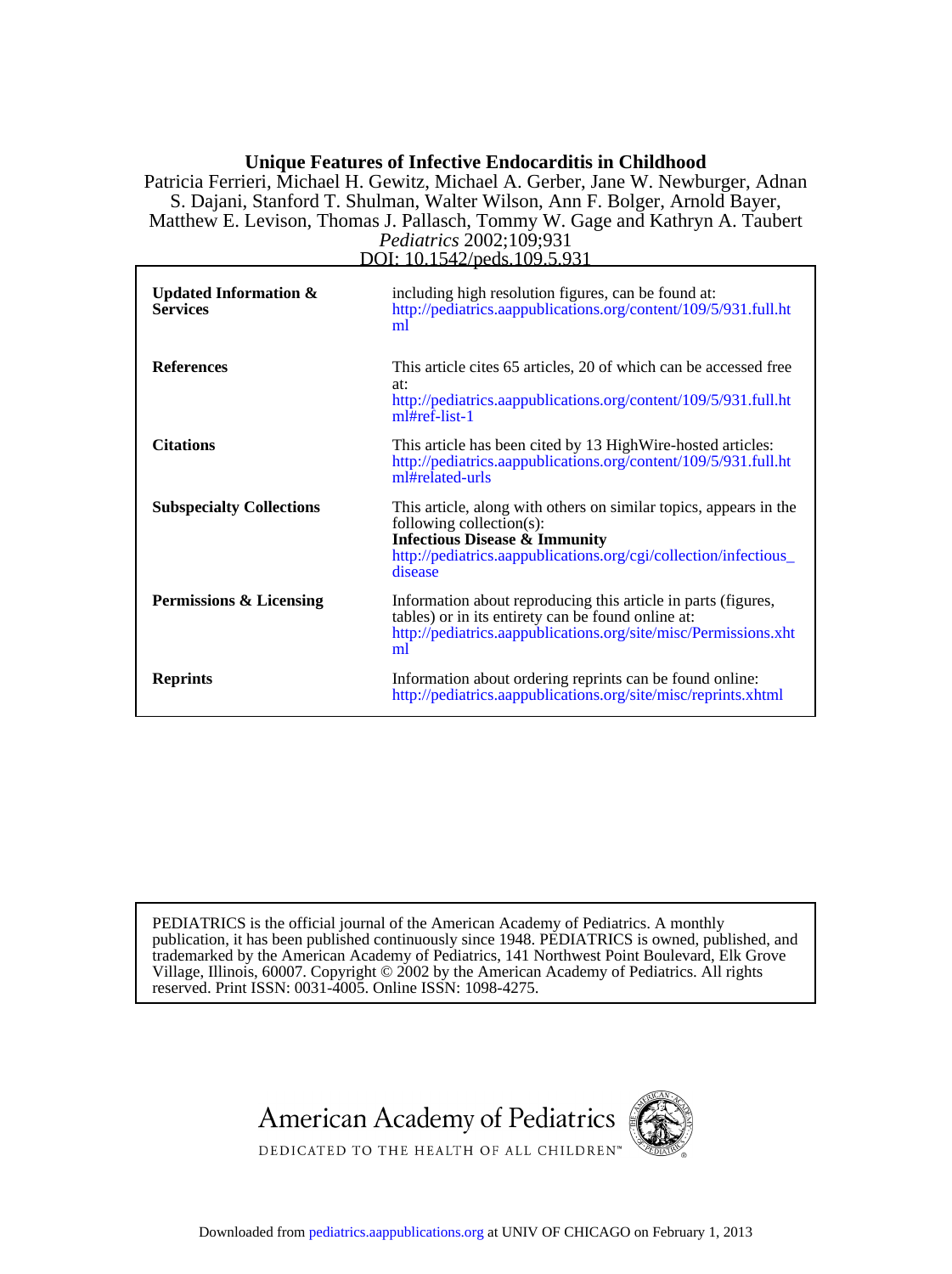**Unique Features of Infective Endocarditis in Childhood**

Patricia Ferrieri, Michael H. Gewitz, Michael A. Gerber, Jane W. Newburger, Adnan S. Dajani, Stanford T. Shulman, Walter Wilson, Ann F. Bolger, Arnold Bayer, Matthew E. Levison, Thomas J. Pallasch, Tommy W. Gage and Kathryn A. Taubert

*Pediatrics* 2002;109;931

DOI: 10.1542/peds.109.5.931

| | |
|---|---|
| **Updated Information & Services** | including high resolution figures, can be found at: http://pediatrics.aappublications.org/content/109/5/931.full.html |
| **References** | This article cites 65 articles, 20 of which can be accessed free at: http://pediatrics.aappublications.org/content/109/5/931.full.html#ref-list-1 |
| **Citations** | This article has been cited by 13 HighWire-hosted articles: http://pediatrics.aappublications.org/content/109/5/931.full.html#related-urls |
| **Subspecialty Collections** | This article, along with others on similar topics, appears in the following collection(s): **Infectious Disease & Immunity** http://pediatrics.aappublications.org/cgi/collection/infectious_disease |
| **Permissions & Licensing** | Information about reproducing this article in parts (figures, tables) or in its entirety can be found online at: http://pediatrics.aappublications.org/site/misc/Permissions.xhtml |
| **Reprints** | Information about ordering reprints can be found online: http://pediatrics.aappublications.org/site/misc/reprints.xhtml |

PEDIATRICS is the official journal of the American Academy of Pediatrics. A monthly publication, it has been published continuously since 1948. PEDIATRICS is owned, published, and trademarked by the American Academy of Pediatrics, 141 Northwest Point Boulevard, Elk Grove Village, Illinois, 60007. Copyright © 2002 by the American Academy of Pediatrics. All rights reserved. Print ISSN: 0031-4005. Online ISSN: 1098-4275.

American Academy of Pediatrics

DEDICATED TO THE HEALTH OF ALL CHILDREN™